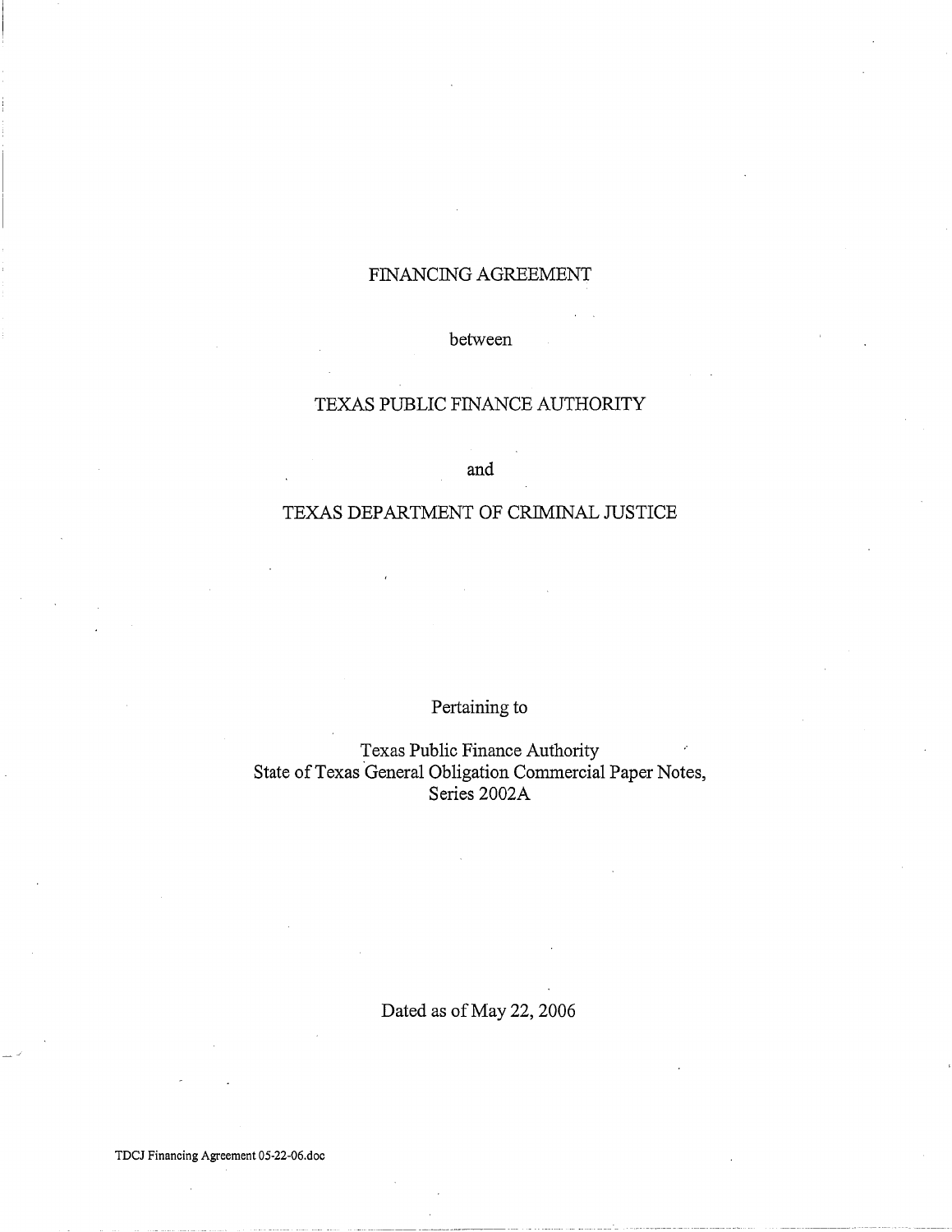# FINANCING AGREEMENT

between

## TEXAS PUBLIC FINANCE AUTHORITY

and

## TEXAS DEPARTMENT OF CRIMINAL JUSTICE

Pertaining to

Texas Public Finance Authority
State of Texas General Obligation Commercial Paper Notes,
Series 2002A

Dated as of May 22, 2006

TDCJ Financing Agreement 05-22-06.doc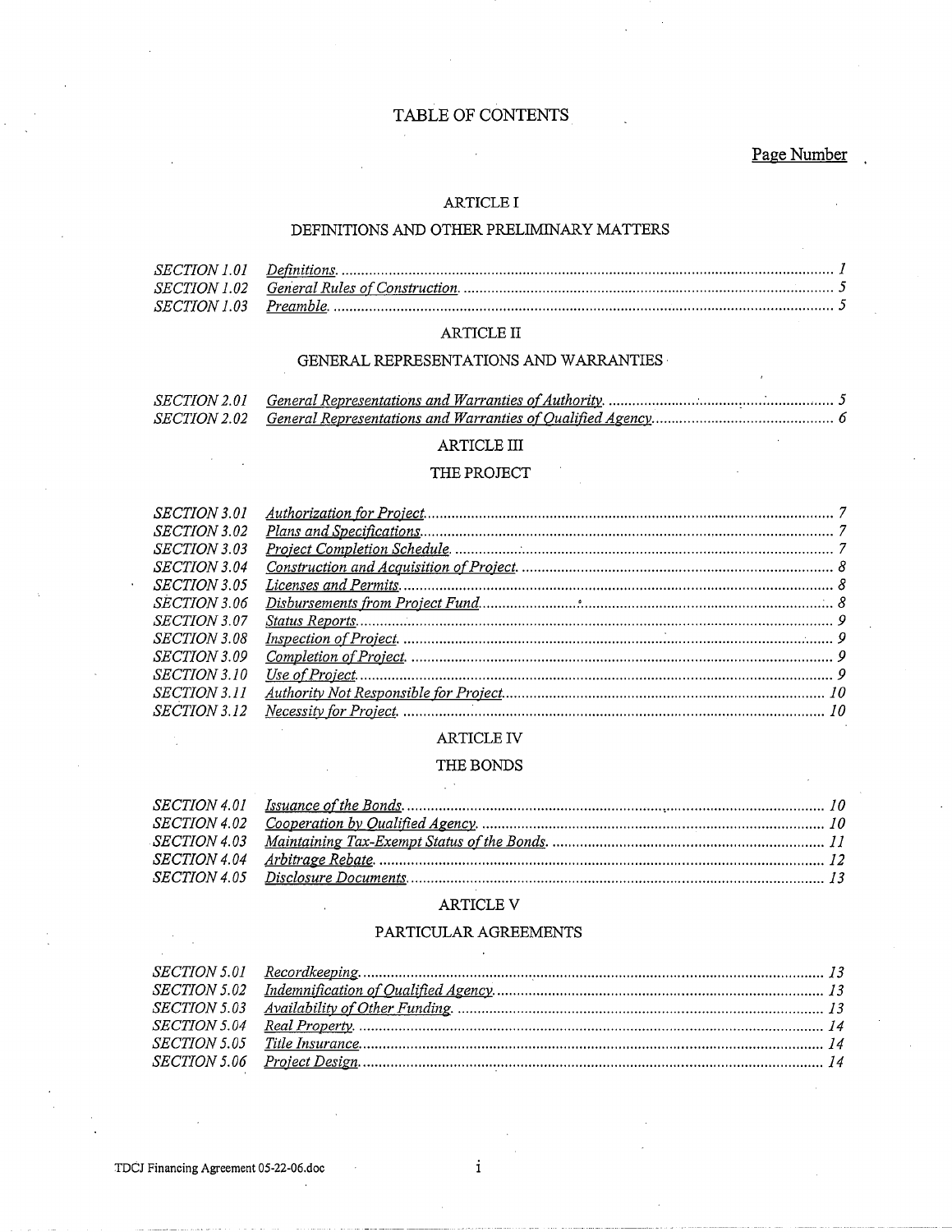# TABLE OF CONTENTS

| | | Page Number |
|---|---|---|
| **ARTICLE I** | | |
| **DEFINITIONS AND OTHER PRELIMINARY MATTERS** | | |
| *SECTION 1.01* | *Definitions.* | 1 |
| *SECTION 1.02* | *General Rules of Construction.* | 5 |
| *SECTION 1.03* | *Preamble.* | 5 |
| **ARTICLE II** | | |
| **GENERAL REPRESENTATIONS AND WARRANTIES** | | |
| *SECTION 2.01* | *General Representations and Warranties of Authority.* | 5 |
| *SECTION 2.02* | *General Representations and Warranties of Qualified Agency.* | 6 |
| **ARTICLE III** | | |
| **THE PROJECT** | | |
| *SECTION 3.01* | *Authorization for Project.* | 7 |
| *SECTION 3.02* | *Plans and Specifications.* | 7 |
| *SECTION 3.03* | *Project Completion Schedule.* | 7 |
| *SECTION 3.04* | *Construction and Acquisition of Project.* | 8 |
| *SECTION 3.05* | *Licenses and Permits.* | 8 |
| *SECTION 3.06* | *Disbursements from Project Fund.* | 8 |
| *SECTION 3.07* | *Status Reports.* | 9 |
| *SECTION 3.08* | *Inspection of Project.* | 9 |
| *SECTION 3.09* | *Completion of Project.* | 9 |
| *SECTION 3.10* | *Use of Project.* | 9 |
| *SECTION 3.11* | *Authority Not Responsible for Project.* | 10 |
| *SECTION 3.12* | *Necessity for Project.* | 10 |
| **ARTICLE IV** | | |
| **THE BONDS** | | |
| *SECTION 4.01* | *Issuance of the Bonds.* | 10 |
| *SECTION 4.02* | *Cooperation by Qualified Agency.* | 10 |
| *SECTION 4.03* | *Maintaining Tax-Exempt Status of the Bonds.* | 11 |
| *SECTION 4.04* | *Arbitrage Rebate.* | 12 |
| *SECTION 4.05* | *Disclosure Documents.* | 13 |
| **ARTICLE V** | | |
| **PARTICULAR AGREEMENTS** | | |
| *SECTION 5.01* | *Recordkeeping.* | 13 |
| *SECTION 5.02* | *Indemnification of Qualified Agency.* | 13 |
| *SECTION 5.03* | *Availability of Other Funding.* | 13 |
| *SECTION 5.04* | *Real Property.* | 14 |
| *SECTION 5.05* | *Title Insurance.* | 14 |
| *SECTION 5.06* | *Project Design.* | 14 |

TDCJ Financing Agreement 05-22-06.doc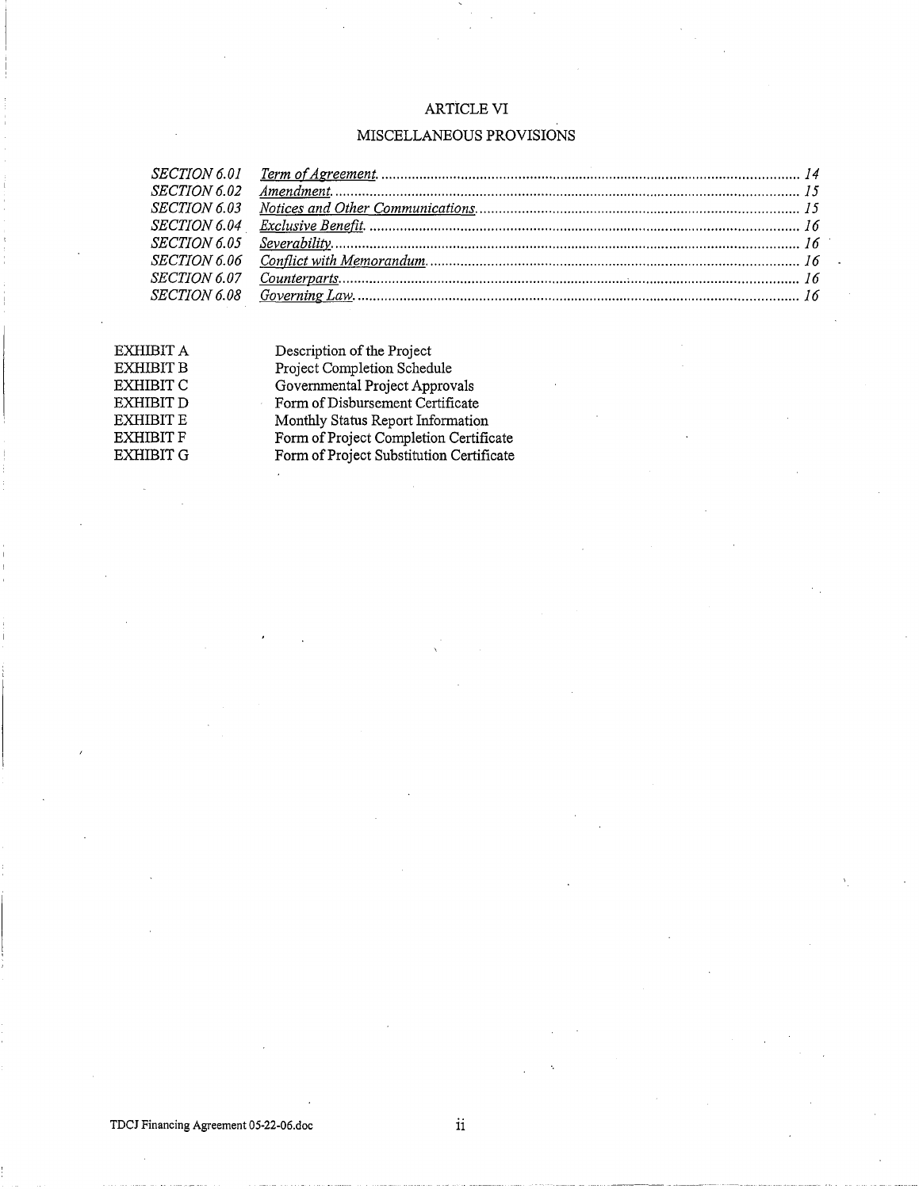## ARTICLE VI

## MISCELLANEOUS PROVISIONS

| | | |
|---|---|---|
| *SECTION 6.01* | *Term of Agreement.* | *14* |
| *SECTION 6.02* | *Amendment.* | *15* |
| *SECTION 6.03* | *Notices and Other Communications.* | *15* |
| *SECTION 6.04* | *Exclusive Benefit.* | *16* |
| *SECTION 6.05* | *Severability.* | *16* |
| *SECTION 6.06* | *Conflict with Memorandum.* | *16* |
| *SECTION 6.07* | *Counterparts.* | *16* |
| *SECTION 6.08* | *Governing Law.* | *16* |

| | |
|---|---|
| EXHIBIT A | Description of the Project |
| EXHIBIT B | Project Completion Schedule |
| EXHIBIT C | Governmental Project Approvals |
| EXHIBIT D | Form of Disbursement Certificate |
| EXHIBIT E | Monthly Status Report Information |
| EXHIBIT F | Form of Project Completion Certificate |
| EXHIBIT G | Form of Project Substitution Certificate |

TDCJ Financing Agreement 05-22-06.doc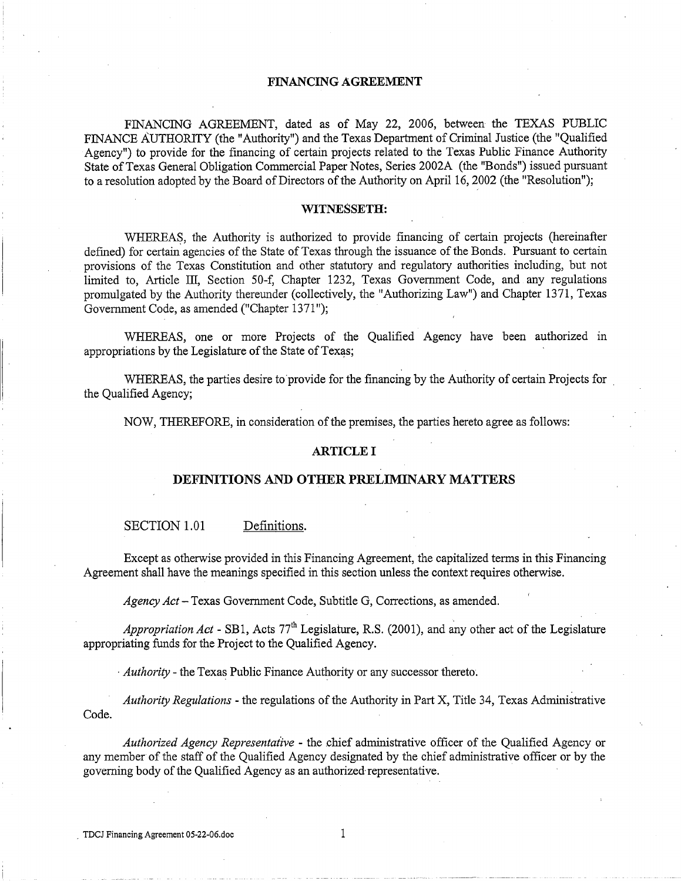# FINANCING AGREEMENT

FINANCING AGREEMENT, dated as of May 22, 2006, between the TEXAS PUBLIC FINANCE AUTHORITY (the "Authority") and the Texas Department of Criminal Justice (the "Qualified Agency") to provide for the financing of certain projects related to the Texas Public Finance Authority State of Texas General Obligation Commercial Paper Notes, Series 2002A (the "Bonds") issued pursuant to a resolution adopted by the Board of Directors of the Authority on April 16, 2002 (the "Resolution");

## WITNESSETH:

WHEREAS, the Authority is authorized to provide financing of certain projects (hereinafter defined) for certain agencies of the State of Texas through the issuance of the Bonds. Pursuant to certain provisions of the Texas Constitution and other statutory and regulatory authorities including, but not limited to, Article III, Section 50-f, Chapter 1232, Texas Government Code, and any regulations promulgated by the Authority thereunder (collectively, the "Authorizing Law") and Chapter 1371, Texas Government Code, as amended ("Chapter 1371");

WHEREAS, one or more Projects of the Qualified Agency have been authorized in appropriations by the Legislature of the State of Texas;

WHEREAS, the parties desire to provide for the financing by the Authority of certain Projects for the Qualified Agency;

NOW, THEREFORE, in consideration of the premises, the parties hereto agree as follows:

## ARTICLE I

## DEFINITIONS AND OTHER PRELIMINARY MATTERS

SECTION 1.01 Definitions.

Except as otherwise provided in this Financing Agreement, the capitalized terms in this Financing Agreement shall have the meanings specified in this section unless the context requires otherwise.

*Agency Act* – Texas Government Code, Subtitle G, Corrections, as amended.

*Appropriation Act* - SB1, Acts 77th Legislature, R.S. (2001), and any other act of the Legislature appropriating funds for the Project to the Qualified Agency.

*Authority* - the Texas Public Finance Authority or any successor thereto.

*Authority Regulations* - the regulations of the Authority in Part X, Title 34, Texas Administrative Code.

*Authorized Agency Representative* - the chief administrative officer of the Qualified Agency or any member of the staff of the Qualified Agency designated by the chief administrative officer or by the governing body of the Qualified Agency as an authorized representative.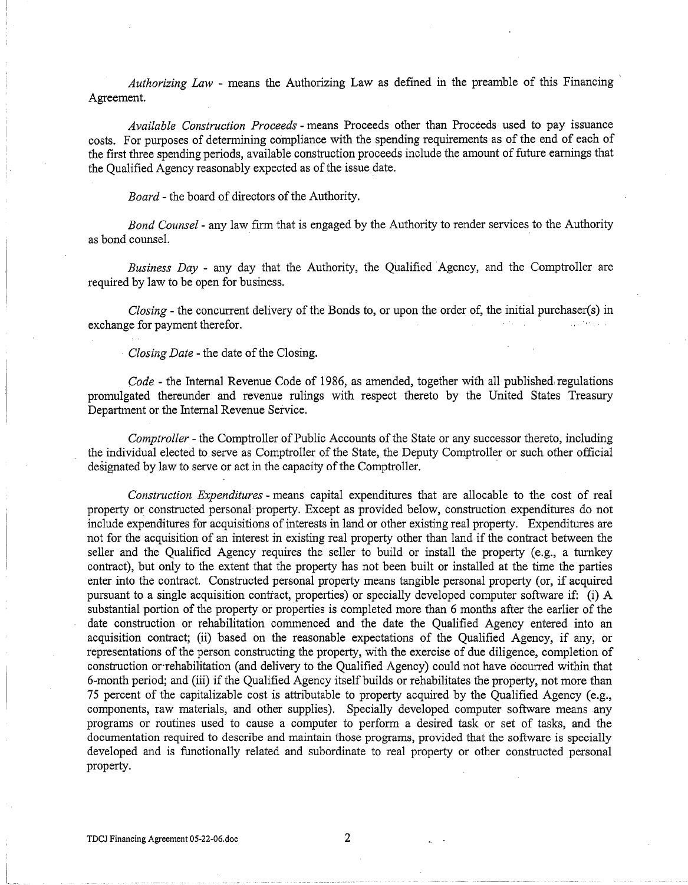*Authorizing Law* - means the Authorizing Law as defined in the preamble of this Financing Agreement.

*Available Construction Proceeds* - means Proceeds other than Proceeds used to pay issuance costs. For purposes of determining compliance with the spending requirements as of the end of each of the first three spending periods, available construction proceeds include the amount of future earnings that the Qualified Agency reasonably expected as of the issue date.

*Board* - the board of directors of the Authority.

*Bond Counsel* - any law firm that is engaged by the Authority to render services to the Authority as bond counsel.

*Business Day* - any day that the Authority, the Qualified Agency, and the Comptroller are required by law to be open for business.

*Closing* - the concurrent delivery of the Bonds to, or upon the order of, the initial purchaser(s) in exchange for payment therefor.

*Closing Date* - the date of the Closing.

*Code* - the Internal Revenue Code of 1986, as amended, together with all published regulations promulgated thereunder and revenue rulings with respect thereto by the United States Treasury Department or the Internal Revenue Service.

*Comptroller* - the Comptroller of Public Accounts of the State or any successor thereto, including the individual elected to serve as Comptroller of the State, the Deputy Comptroller or such other official designated by law to serve or act in the capacity of the Comptroller.

*Construction Expenditures* - means capital expenditures that are allocable to the cost of real property or constructed personal property. Except as provided below, construction expenditures do not include expenditures for acquisitions of interests in land or other existing real property. Expenditures are not for the acquisition of an interest in existing real property other than land if the contract between the seller and the Qualified Agency requires the seller to build or install the property (e.g., a turnkey contract), but only to the extent that the property has not been built or installed at the time the parties enter into the contract. Constructed personal property means tangible personal property (or, if acquired pursuant to a single acquisition contract, properties) or specially developed computer software if: (i) A substantial portion of the property or properties is completed more than 6 months after the earlier of the date construction or rehabilitation commenced and the date the Qualified Agency entered into an acquisition contract; (ii) based on the reasonable expectations of the Qualified Agency, if any, or representations of the person constructing the property, with the exercise of due diligence, completion of construction or rehabilitation (and delivery to the Qualified Agency) could not have occurred within that 6-month period; and (iii) if the Qualified Agency itself builds or rehabilitates the property, not more than 75 percent of the capitalizable cost is attributable to property acquired by the Qualified Agency (e.g., components, raw materials, and other supplies). Specially developed computer software means any programs or routines used to cause a computer to perform a desired task or set of tasks, and the documentation required to describe and maintain those programs, provided that the software is specially developed and is functionally related and subordinate to real property or other constructed personal property.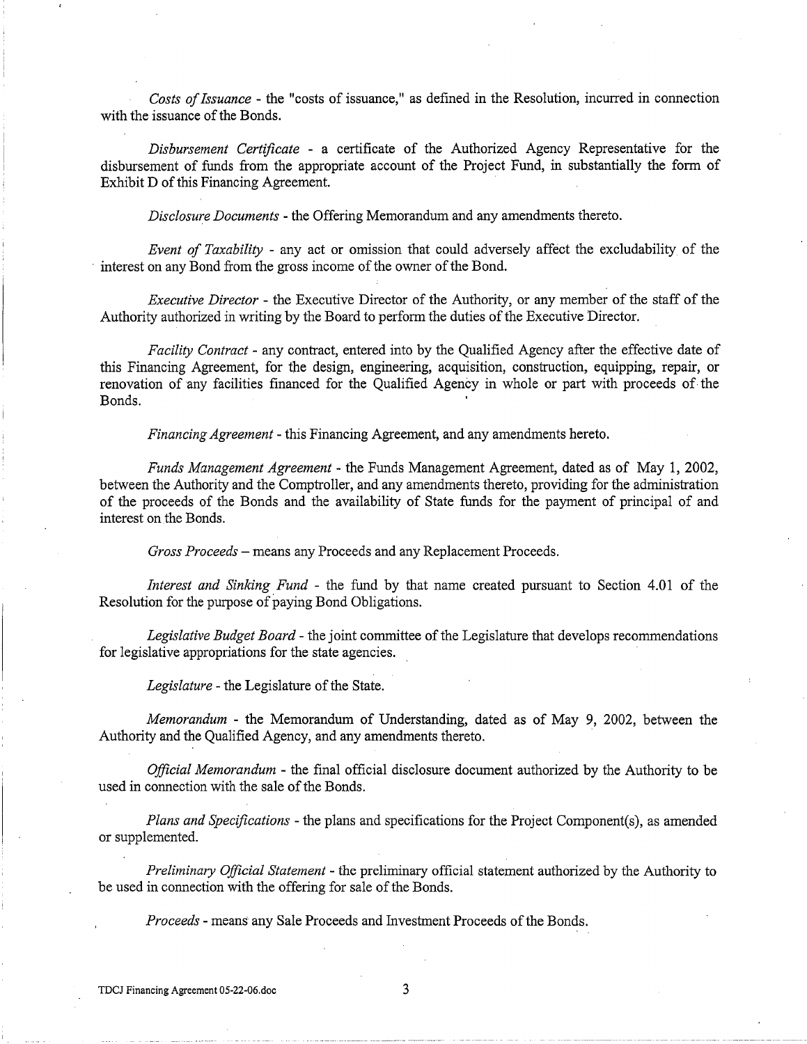*Costs of Issuance* - the "costs of issuance," as defined in the Resolution, incurred in connection with the issuance of the Bonds.

*Disbursement Certificate* - a certificate of the Authorized Agency Representative for the disbursement of funds from the appropriate account of the Project Fund, in substantially the form of Exhibit D of this Financing Agreement.

*Disclosure Documents* - the Offering Memorandum and any amendments thereto.

*Event of Taxability* - any act or omission that could adversely affect the excludability of the interest on any Bond from the gross income of the owner of the Bond.

*Executive Director* - the Executive Director of the Authority, or any member of the staff of the Authority authorized in writing by the Board to perform the duties of the Executive Director.

*Facility Contract* - any contract, entered into by the Qualified Agency after the effective date of this Financing Agreement, for the design, engineering, acquisition, construction, equipping, repair, or renovation of any facilities financed for the Qualified Agency in whole or part with proceeds of the Bonds.

*Financing Agreement* - this Financing Agreement, and any amendments hereto.

*Funds Management Agreement* - the Funds Management Agreement, dated as of May 1, 2002, between the Authority and the Comptroller, and any amendments thereto, providing for the administration of the proceeds of the Bonds and the availability of State funds for the payment of principal of and interest on the Bonds.

*Gross Proceeds* – means any Proceeds and any Replacement Proceeds.

*Interest and Sinking Fund* - the fund by that name created pursuant to Section 4.01 of the Resolution for the purpose of paying Bond Obligations.

*Legislative Budget Board* - the joint committee of the Legislature that develops recommendations for legislative appropriations for the state agencies.

*Legislature* - the Legislature of the State.

*Memorandum* - the Memorandum of Understanding, dated as of May 9, 2002, between the Authority and the Qualified Agency, and any amendments thereto.

*Official Memorandum* - the final official disclosure document authorized by the Authority to be used in connection with the sale of the Bonds.

*Plans and Specifications* - the plans and specifications for the Project Component(s), as amended or supplemented.

*Preliminary Official Statement* - the preliminary official statement authorized by the Authority to be used in connection with the offering for sale of the Bonds.

*Proceeds* - means any Sale Proceeds and Investment Proceeds of the Bonds.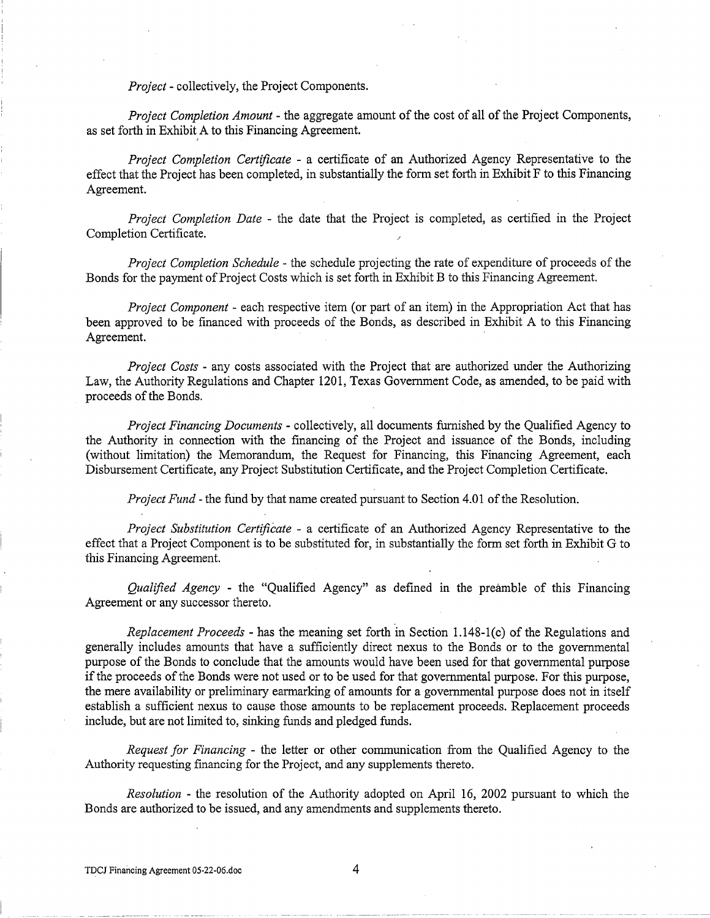*Project* - collectively, the Project Components.

*Project Completion Amount* - the aggregate amount of the cost of all of the Project Components, as set forth in Exhibit A to this Financing Agreement.

*Project Completion Certificate* - a certificate of an Authorized Agency Representative to the effect that the Project has been completed, in substantially the form set forth in Exhibit F to this Financing Agreement.

*Project Completion Date* - the date that the Project is completed, as certified in the Project Completion Certificate.

*Project Completion Schedule* - the schedule projecting the rate of expenditure of proceeds of the Bonds for the payment of Project Costs which is set forth in Exhibit B to this Financing Agreement.

*Project Component* - each respective item (or part of an item) in the Appropriation Act that has been approved to be financed with proceeds of the Bonds, as described in Exhibit A to this Financing Agreement.

*Project Costs* - any costs associated with the Project that are authorized under the Authorizing Law, the Authority Regulations and Chapter 1201, Texas Government Code, as amended, to be paid with proceeds of the Bonds.

*Project Financing Documents* - collectively, all documents furnished by the Qualified Agency to the Authority in connection with the financing of the Project and issuance of the Bonds, including (without limitation) the Memorandum, the Request for Financing, this Financing Agreement, each Disbursement Certificate, any Project Substitution Certificate, and the Project Completion Certificate.

*Project Fund* - the fund by that name created pursuant to Section 4.01 of the Resolution.

*Project Substitution Certificate* - a certificate of an Authorized Agency Representative to the effect that a Project Component is to be substituted for, in substantially the form set forth in Exhibit G to this Financing Agreement.

*Qualified Agency* - the "Qualified Agency" as defined in the preamble of this Financing Agreement or any successor thereto.

*Replacement Proceeds* - has the meaning set forth in Section 1.148-1(c) of the Regulations and generally includes amounts that have a sufficiently direct nexus to the Bonds or to the governmental purpose of the Bonds to conclude that the amounts would have been used for that governmental purpose if the proceeds of the Bonds were not used or to be used for that governmental purpose. For this purpose, the mere availability or preliminary earmarking of amounts for a governmental purpose does not in itself establish a sufficient nexus to cause those amounts to be replacement proceeds. Replacement proceeds include, but are not limited to, sinking funds and pledged funds.

*Request for Financing* - the letter or other communication from the Qualified Agency to the Authority requesting financing for the Project, and any supplements thereto.

*Resolution* - the resolution of the Authority adopted on April 16, 2002 pursuant to which the Bonds are authorized to be issued, and any amendments and supplements thereto.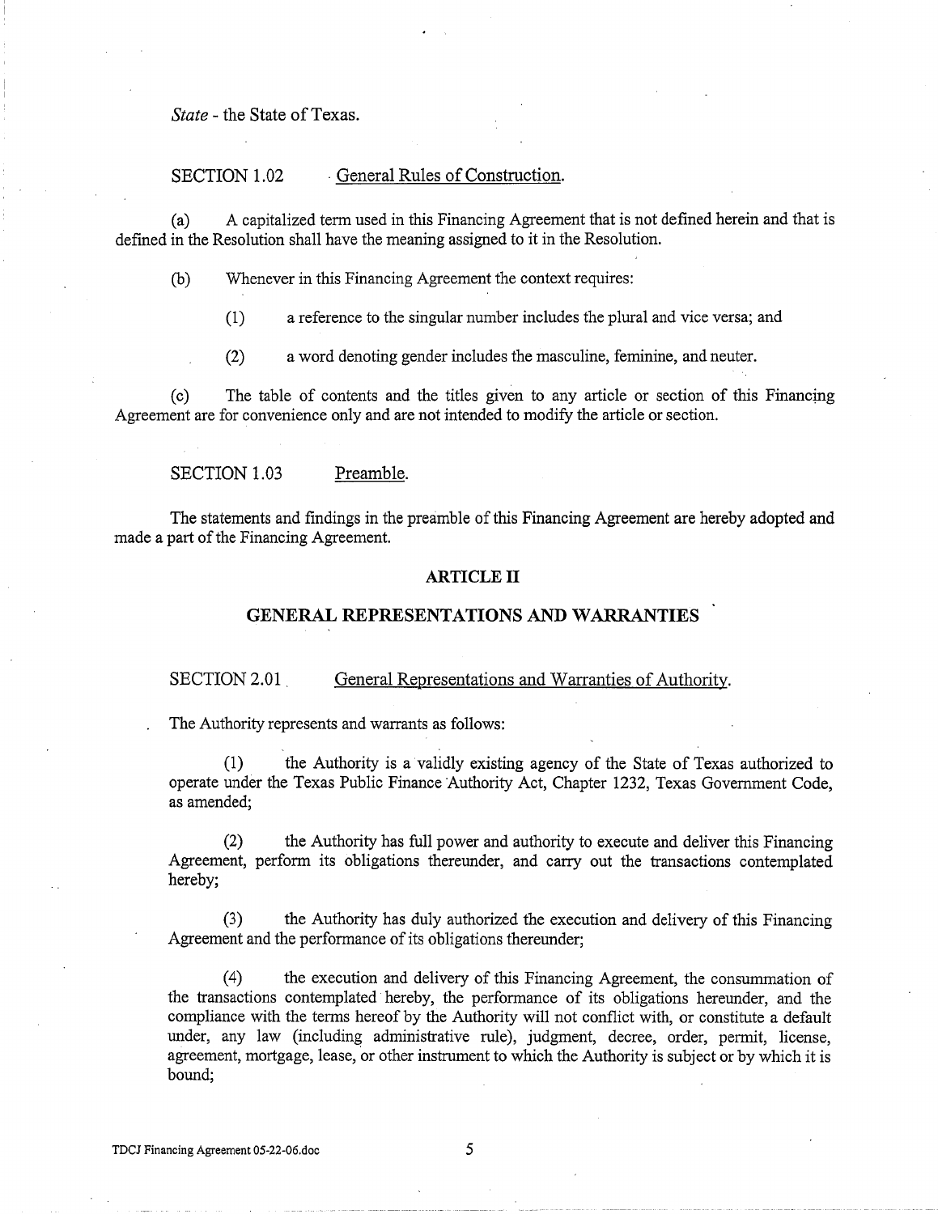*State* - the State of Texas.

SECTION 1.02 General Rules of Construction.

(a) A capitalized term used in this Financing Agreement that is not defined herein and that is defined in the Resolution shall have the meaning assigned to it in the Resolution.

(b) Whenever in this Financing Agreement the context requires:

(1) a reference to the singular number includes the plural and vice versa; and

(2) a word denoting gender includes the masculine, feminine, and neuter.

(c) The table of contents and the titles given to any article or section of this Financing Agreement are for convenience only and are not intended to modify the article or section.

SECTION 1.03 Preamble.

The statements and findings in the preamble of this Financing Agreement are hereby adopted and made a part of the Financing Agreement.

## ARTICLE II

## GENERAL REPRESENTATIONS AND WARRANTIES

SECTION 2.01 General Representations and Warranties of Authority.

The Authority represents and warrants as follows:

(1) the Authority is a validly existing agency of the State of Texas authorized to operate under the Texas Public Finance Authority Act, Chapter 1232, Texas Government Code, as amended;

(2) the Authority has full power and authority to execute and deliver this Financing Agreement, perform its obligations thereunder, and carry out the transactions contemplated hereby;

(3) the Authority has duly authorized the execution and delivery of this Financing Agreement and the performance of its obligations thereunder;

(4) the execution and delivery of this Financing Agreement, the consummation of the transactions contemplated hereby, the performance of its obligations hereunder, and the compliance with the terms hereof by the Authority will not conflict with, or constitute a default under, any law (including administrative rule), judgment, decree, order, permit, license, agreement, mortgage, lease, or other instrument to which the Authority is subject or by which it is bound;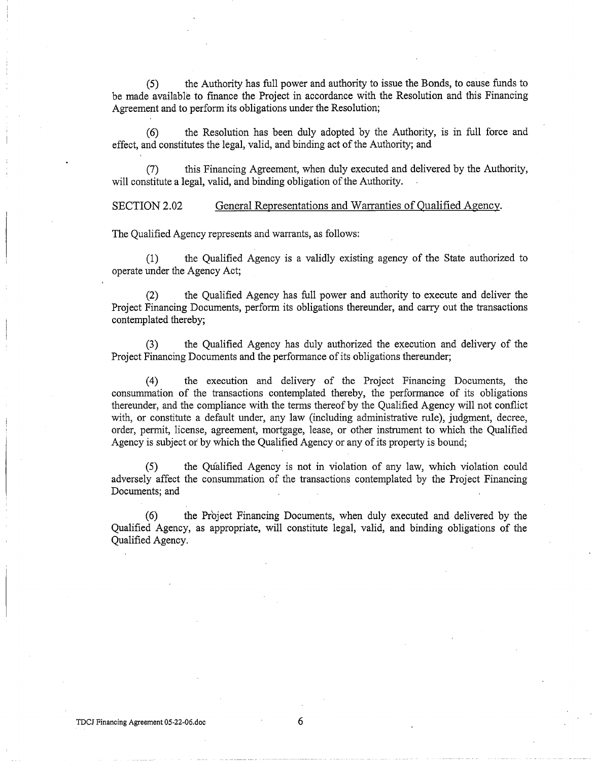(5) the Authority has full power and authority to issue the Bonds, to cause funds to be made available to finance the Project in accordance with the Resolution and this Financing Agreement and to perform its obligations under the Resolution;

(6) the Resolution has been duly adopted by the Authority, is in full force and effect, and constitutes the legal, valid, and binding act of the Authority; and

(7) this Financing Agreement, when duly executed and delivered by the Authority, will constitute a legal, valid, and binding obligation of the Authority.

SECTION 2.02 General Representations and Warranties of Qualified Agency.

The Qualified Agency represents and warrants, as follows:

(1) the Qualified Agency is a validly existing agency of the State authorized to operate under the Agency Act;

(2) the Qualified Agency has full power and authority to execute and deliver the Project Financing Documents, perform its obligations thereunder, and carry out the transactions contemplated thereby;

(3) the Qualified Agency has duly authorized the execution and delivery of the Project Financing Documents and the performance of its obligations thereunder;

(4) the execution and delivery of the Project Financing Documents, the consummation of the transactions contemplated thereby, the performance of its obligations thereunder, and the compliance with the terms thereof by the Qualified Agency will not conflict with, or constitute a default under, any law (including administrative rule), judgment, decree, order, permit, license, agreement, mortgage, lease, or other instrument to which the Qualified Agency is subject or by which the Qualified Agency or any of its property is bound;

(5) the Qualified Agency is not in violation of any law, which violation could adversely affect the consummation of the transactions contemplated by the Project Financing Documents; and

(6) the Project Financing Documents, when duly executed and delivered by the Qualified Agency, as appropriate, will constitute legal, valid, and binding obligations of the Qualified Agency.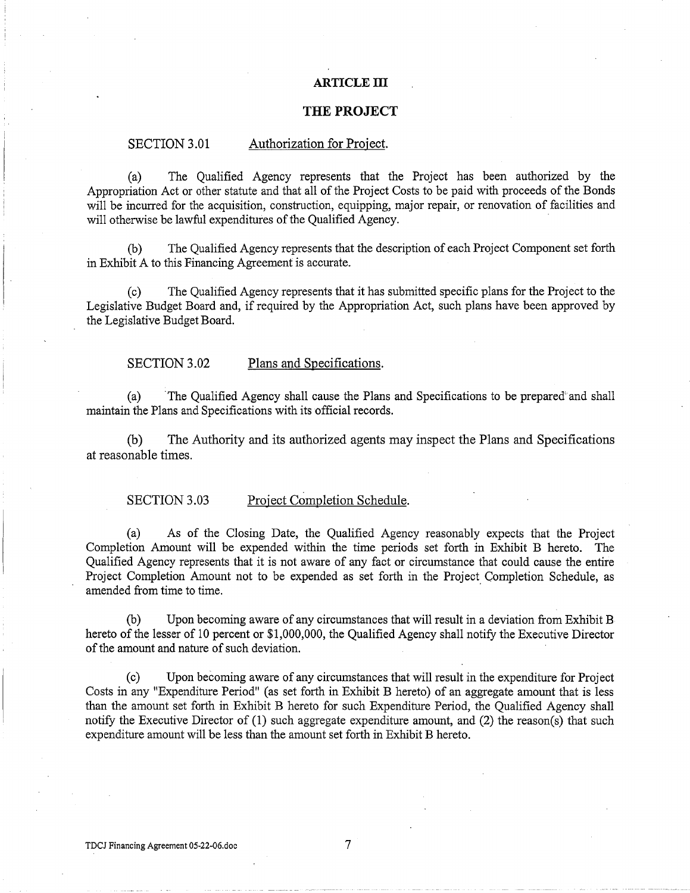## ARTICLE III

## THE PROJECT

SECTION 3.01 Authorization for Project.

(a) The Qualified Agency represents that the Project has been authorized by the Appropriation Act or other statute and that all of the Project Costs to be paid with proceeds of the Bonds will be incurred for the acquisition, construction, equipping, major repair, or renovation of facilities and will otherwise be lawful expenditures of the Qualified Agency.

(b) The Qualified Agency represents that the description of each Project Component set forth in Exhibit A to this Financing Agreement is accurate.

(c) The Qualified Agency represents that it has submitted specific plans for the Project to the Legislative Budget Board and, if required by the Appropriation Act, such plans have been approved by the Legislative Budget Board.

SECTION 3.02 Plans and Specifications.

(a) The Qualified Agency shall cause the Plans and Specifications to be prepared and shall maintain the Plans and Specifications with its official records.

(b) The Authority and its authorized agents may inspect the Plans and Specifications at reasonable times.

SECTION 3.03 Project Completion Schedule.

(a) As of the Closing Date, the Qualified Agency reasonably expects that the Project Completion Amount will be expended within the time periods set forth in Exhibit B hereto. The Qualified Agency represents that it is not aware of any fact or circumstance that could cause the entire Project Completion Amount not to be expended as set forth in the Project Completion Schedule, as amended from time to time.

(b) Upon becoming aware of any circumstances that will result in a deviation from Exhibit B hereto of the lesser of 10 percent or $1,000,000, the Qualified Agency shall notify the Executive Director of the amount and nature of such deviation.

(c) Upon becoming aware of any circumstances that will result in the expenditure for Project Costs in any "Expenditure Period" (as set forth in Exhibit B hereto) of an aggregate amount that is less than the amount set forth in Exhibit B hereto for such Expenditure Period, the Qualified Agency shall notify the Executive Director of (1) such aggregate expenditure amount, and (2) the reason(s) that such expenditure amount will be less than the amount set forth in Exhibit B hereto.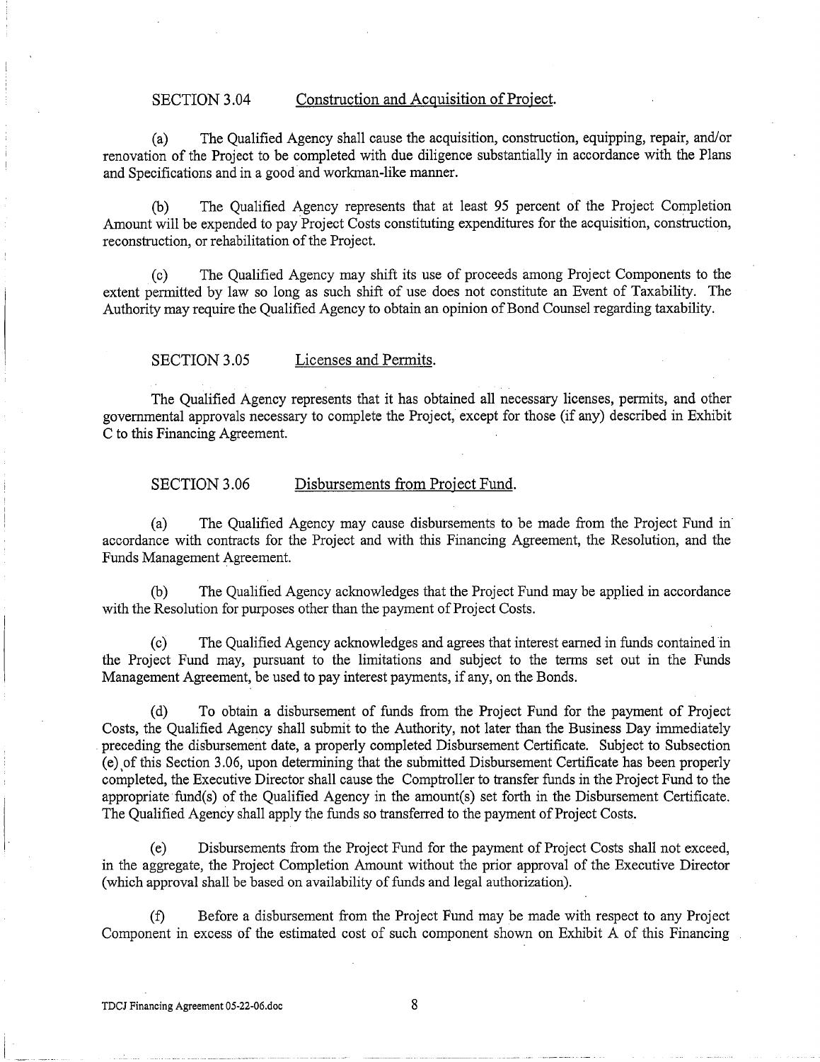### SECTION 3.04 Construction and Acquisition of Project.

(a) The Qualified Agency shall cause the acquisition, construction, equipping, repair, and/or renovation of the Project to be completed with due diligence substantially in accordance with the Plans and Specifications and in a good and workman-like manner.

(b) The Qualified Agency represents that at least 95 percent of the Project Completion Amount will be expended to pay Project Costs constituting expenditures for the acquisition, construction, reconstruction, or rehabilitation of the Project.

(c) The Qualified Agency may shift its use of proceeds among Project Components to the extent permitted by law so long as such shift of use does not constitute an Event of Taxability. The Authority may require the Qualified Agency to obtain an opinion of Bond Counsel regarding taxability.

### SECTION 3.05 Licenses and Permits.

The Qualified Agency represents that it has obtained all necessary licenses, permits, and other governmental approvals necessary to complete the Project, except for those (if any) described in Exhibit C to this Financing Agreement.

### SECTION 3.06 Disbursements from Project Fund.

(a) The Qualified Agency may cause disbursements to be made from the Project Fund in accordance with contracts for the Project and with this Financing Agreement, the Resolution, and the Funds Management Agreement.

(b) The Qualified Agency acknowledges that the Project Fund may be applied in accordance with the Resolution for purposes other than the payment of Project Costs.

(c) The Qualified Agency acknowledges and agrees that interest earned in funds contained in the Project Fund may, pursuant to the limitations and subject to the terms set out in the Funds Management Agreement, be used to pay interest payments, if any, on the Bonds.

(d) To obtain a disbursement of funds from the Project Fund for the payment of Project Costs, the Qualified Agency shall submit to the Authority, not later than the Business Day immediately preceding the disbursement date, a properly completed Disbursement Certificate. Subject to Subsection (e) of this Section 3.06, upon determining that the submitted Disbursement Certificate has been properly completed, the Executive Director shall cause the Comptroller to transfer funds in the Project Fund to the appropriate fund(s) of the Qualified Agency in the amount(s) set forth in the Disbursement Certificate. The Qualified Agency shall apply the funds so transferred to the payment of Project Costs.

(e) Disbursements from the Project Fund for the payment of Project Costs shall not exceed, in the aggregate, the Project Completion Amount without the prior approval of the Executive Director (which approval shall be based on availability of funds and legal authorization).

(f) Before a disbursement from the Project Fund may be made with respect to any Project Component in excess of the estimated cost of such component shown on Exhibit A of this Financing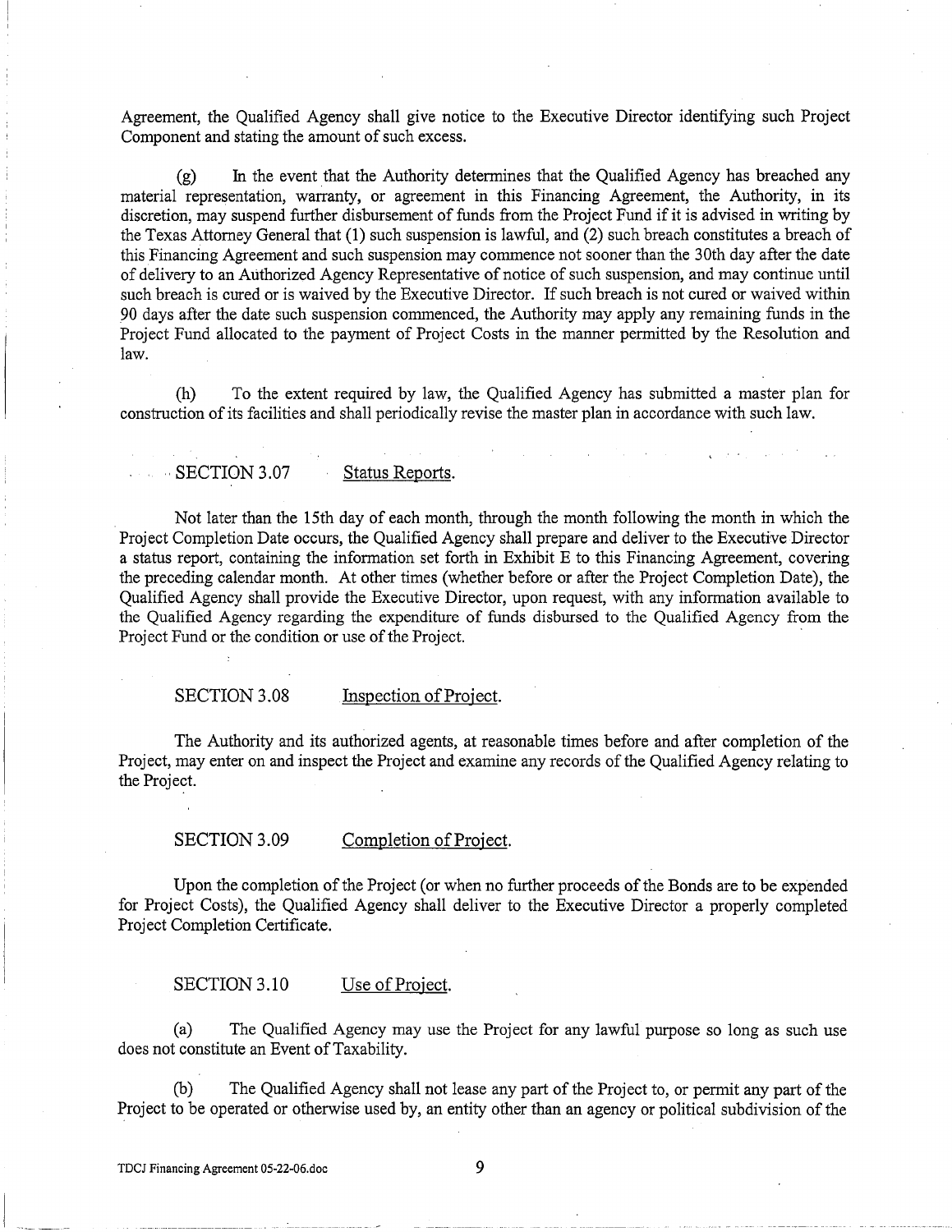Agreement, the Qualified Agency shall give notice to the Executive Director identifying such Project Component and stating the amount of such excess.

(g) In the event that the Authority determines that the Qualified Agency has breached any material representation, warranty, or agreement in this Financing Agreement, the Authority, in its discretion, may suspend further disbursement of funds from the Project Fund if it is advised in writing by the Texas Attorney General that (1) such suspension is lawful, and (2) such breach constitutes a breach of this Financing Agreement and such suspension may commence not sooner than the 30th day after the date of delivery to an Authorized Agency Representative of notice of such suspension, and may continue until such breach is cured or is waived by the Executive Director. If such breach is not cured or waived within 90 days after the date such suspension commenced, the Authority may apply any remaining funds in the Project Fund allocated to the payment of Project Costs in the manner permitted by the Resolution and law.

(h) To the extent required by law, the Qualified Agency has submitted a master plan for construction of its facilities and shall periodically revise the master plan in accordance with such law.

SECTION 3.07 Status Reports.

Not later than the 15th day of each month, through the month following the month in which the Project Completion Date occurs, the Qualified Agency shall prepare and deliver to the Executive Director a status report, containing the information set forth in Exhibit E to this Financing Agreement, covering the preceding calendar month. At other times (whether before or after the Project Completion Date), the Qualified Agency shall provide the Executive Director, upon request, with any information available to the Qualified Agency regarding the expenditure of funds disbursed to the Qualified Agency from the Project Fund or the condition or use of the Project.

SECTION 3.08 Inspection of Project.

The Authority and its authorized agents, at reasonable times before and after completion of the Project, may enter on and inspect the Project and examine any records of the Qualified Agency relating to the Project.

SECTION 3.09 Completion of Project.

Upon the completion of the Project (or when no further proceeds of the Bonds are to be expended for Project Costs), the Qualified Agency shall deliver to the Executive Director a properly completed Project Completion Certificate.

SECTION 3.10 Use of Project.

(a) The Qualified Agency may use the Project for any lawful purpose so long as such use does not constitute an Event of Taxability.

(b) The Qualified Agency shall not lease any part of the Project to, or permit any part of the Project to be operated or otherwise used by, an entity other than an agency or political subdivision of the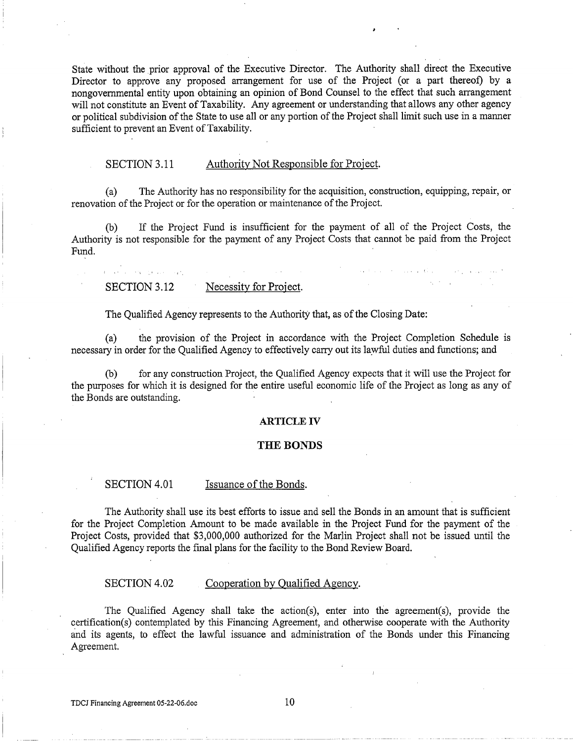State without the prior approval of the Executive Director. The Authority shall direct the Executive Director to approve any proposed arrangement for use of the Project (or a part thereof) by a nongovernmental entity upon obtaining an opinion of Bond Counsel to the effect that such arrangement will not constitute an Event of Taxability. Any agreement or understanding that allows any other agency or political subdivision of the State to use all or any portion of the Project shall limit such use in a manner sufficient to prevent an Event of Taxability.

SECTION 3.11 Authority Not Responsible for Project.

(a) The Authority has no responsibility for the acquisition, construction, equipping, repair, or renovation of the Project or for the operation or maintenance of the Project.

(b) If the Project Fund is insufficient for the payment of all of the Project Costs, the Authority is not responsible for the payment of any Project Costs that cannot be paid from the Project Fund.

SECTION 3.12 Necessity for Project.

The Qualified Agency represents to the Authority that, as of the Closing Date:

(a) the provision of the Project in accordance with the Project Completion Schedule is necessary in order for the Qualified Agency to effectively carry out its lawful duties and functions; and

(b) for any construction Project, the Qualified Agency expects that it will use the Project for the purposes for which it is designed for the entire useful economic life of the Project as long as any of the Bonds are outstanding.

## ARTICLE IV

## THE BONDS

SECTION 4.01 Issuance of the Bonds.

The Authority shall use its best efforts to issue and sell the Bonds in an amount that is sufficient for the Project Completion Amount to be made available in the Project Fund for the payment of the Project Costs, provided that $3,000,000 authorized for the Marlin Project shall not be issued until the Qualified Agency reports the final plans for the facility to the Bond Review Board.

SECTION 4.02 Cooperation by Qualified Agency.

The Qualified Agency shall take the action(s), enter into the agreement(s), provide the certification(s) contemplated by this Financing Agreement, and otherwise cooperate with the Authority and its agents, to effect the lawful issuance and administration of the Bonds under this Financing Agreement.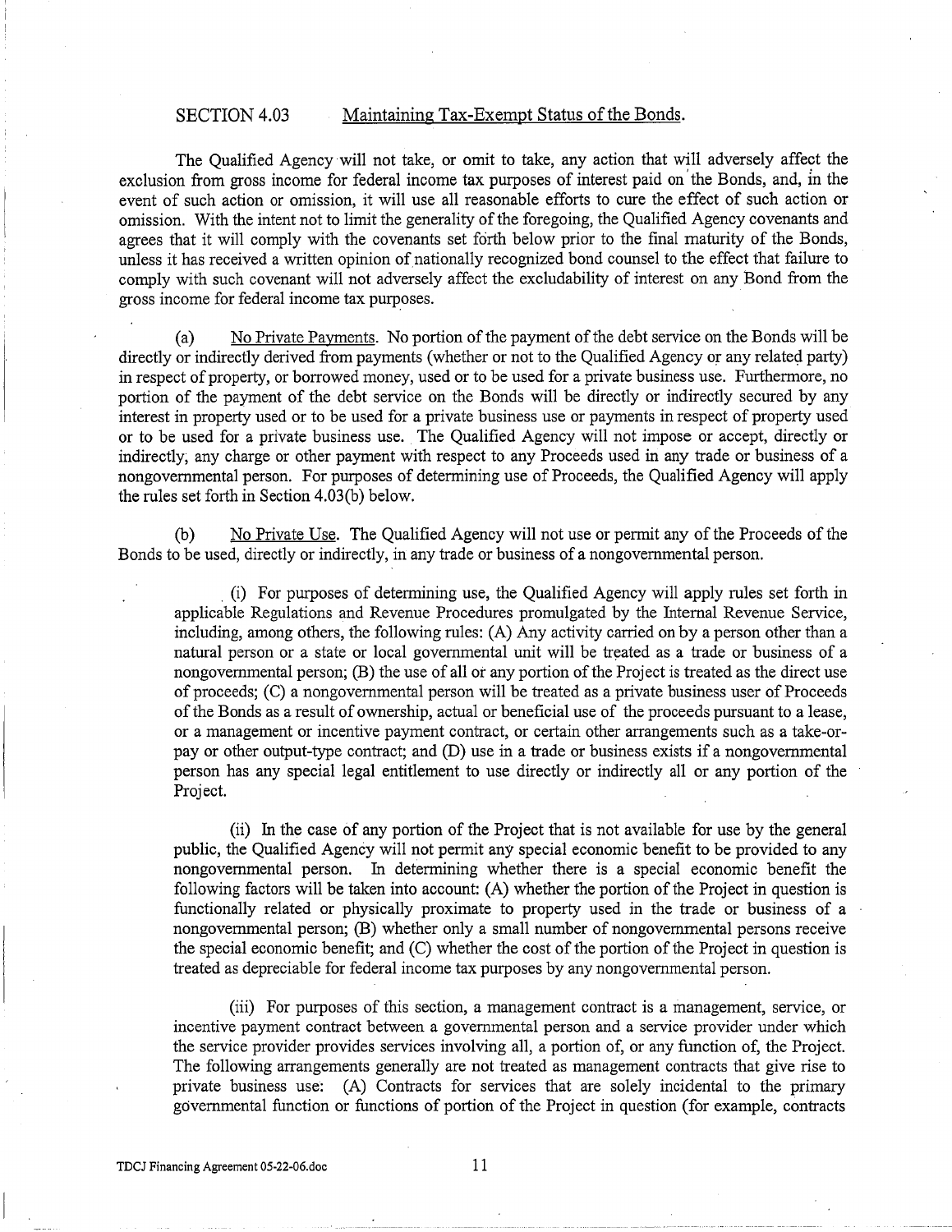SECTION 4.03 Maintaining Tax-Exempt Status of the Bonds.

The Qualified Agency will not take, or omit to take, any action that will adversely affect the exclusion from gross income for federal income tax purposes of interest paid on the Bonds, and, in the event of such action or omission, it will use all reasonable efforts to cure the effect of such action or omission. With the intent not to limit the generality of the foregoing, the Qualified Agency covenants and agrees that it will comply with the covenants set forth below prior to the final maturity of the Bonds, unless it has received a written opinion of nationally recognized bond counsel to the effect that failure to comply with such covenant will not adversely affect the excludability of interest on any Bond from the gross income for federal income tax purposes.

(a) No Private Payments. No portion of the payment of the debt service on the Bonds will be directly or indirectly derived from payments (whether or not to the Qualified Agency or any related party) in respect of property, or borrowed money, used or to be used for a private business use. Furthermore, no portion of the payment of the debt service on the Bonds will be directly or indirectly secured by any interest in property used or to be used for a private business use or payments in respect of property used or to be used for a private business use. The Qualified Agency will not impose or accept, directly or indirectly, any charge or other payment with respect to any Proceeds used in any trade or business of a nongovernmental person. For purposes of determining use of Proceeds, the Qualified Agency will apply the rules set forth in Section 4.03(b) below.

(b) No Private Use. The Qualified Agency will not use or permit any of the Proceeds of the Bonds to be used, directly or indirectly, in any trade or business of a nongovernmental person.

(i) For purposes of determining use, the Qualified Agency will apply rules set forth in applicable Regulations and Revenue Procedures promulgated by the Internal Revenue Service, including, among others, the following rules: (A) Any activity carried on by a person other than a natural person or a state or local governmental unit will be treated as a trade or business of a nongovernmental person; (B) the use of all or any portion of the Project is treated as the direct use of proceeds; (C) a nongovernmental person will be treated as a private business user of Proceeds of the Bonds as a result of ownership, actual or beneficial use of the proceeds pursuant to a lease, or a management or incentive payment contract, or certain other arrangements such as a take-or-pay or other output-type contract; and (D) use in a trade or business exists if a nongovernmental person has any special legal entitlement to use directly or indirectly all or any portion of the Project.

(ii) In the case of any portion of the Project that is not available for use by the general public, the Qualified Agency will not permit any special economic benefit to be provided to any nongovernmental person. In determining whether there is a special economic benefit the following factors will be taken into account: (A) whether the portion of the Project in question is functionally related or physically proximate to property used in the trade or business of a nongovernmental person; (B) whether only a small number of nongovernmental persons receive the special economic benefit; and (C) whether the cost of the portion of the Project in question is treated as depreciable for federal income tax purposes by any nongovernmental person.

(iii) For purposes of this section, a management contract is a management, service, or incentive payment contract between a governmental person and a service provider under which the service provider provides services involving all, a portion of, or any function of, the Project. The following arrangements generally are not treated as management contracts that give rise to private business use: (A) Contracts for services that are solely incidental to the primary governmental function or functions of portion of the Project in question (for example, contracts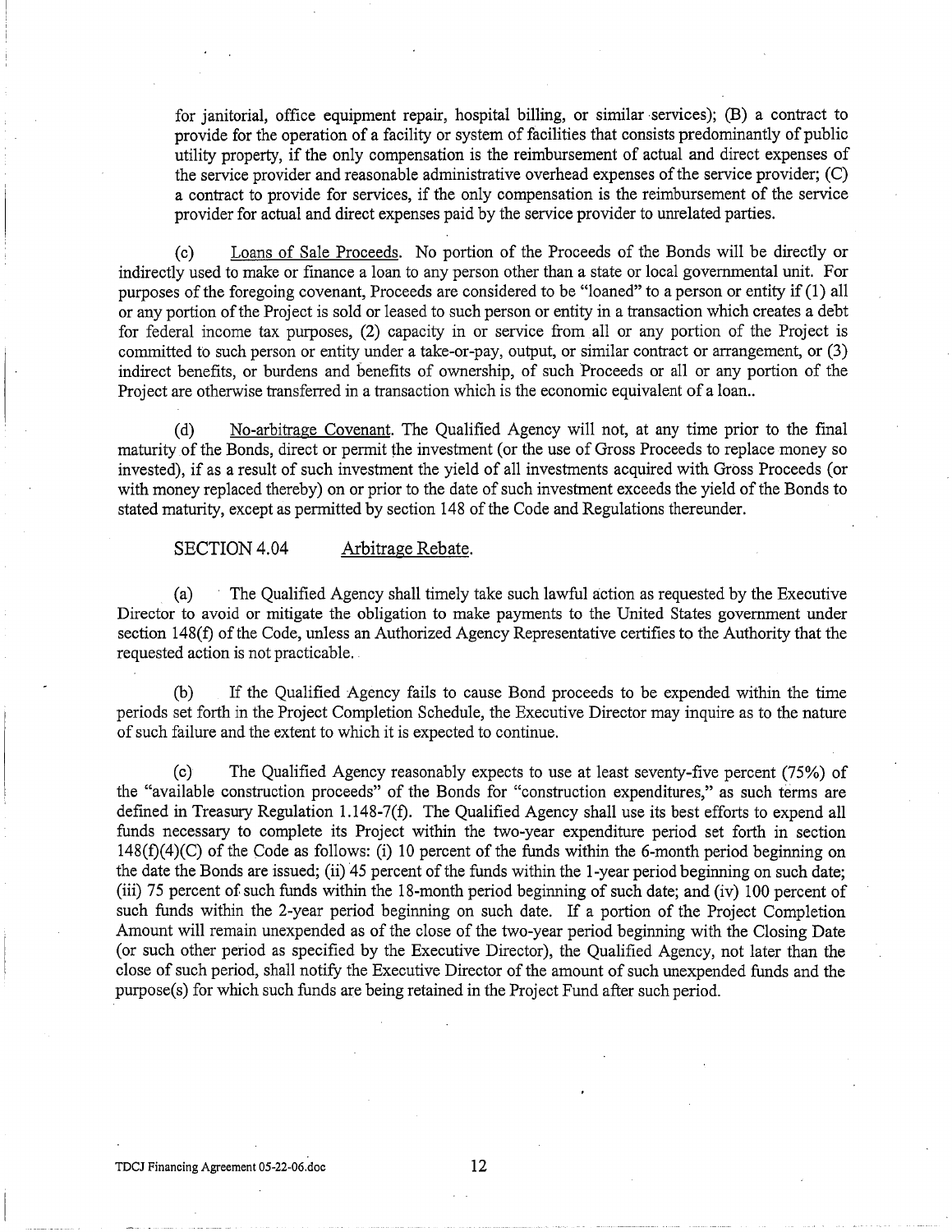for janitorial, office equipment repair, hospital billing, or similar services); (B) a contract to provide for the operation of a facility or system of facilities that consists predominantly of public utility property, if the only compensation is the reimbursement of actual and direct expenses of the service provider and reasonable administrative overhead expenses of the service provider; (C) a contract to provide for services, if the only compensation is the reimbursement of the service provider for actual and direct expenses paid by the service provider to unrelated parties.

(c) Loans of Sale Proceeds. No portion of the Proceeds of the Bonds will be directly or indirectly used to make or finance a loan to any person other than a state or local governmental unit. For purposes of the foregoing covenant, Proceeds are considered to be "loaned" to a person or entity if (1) all or any portion of the Project is sold or leased to such person or entity in a transaction which creates a debt for federal income tax purposes, (2) capacity in or service from all or any portion of the Project is committed to such person or entity under a take-or-pay, output, or similar contract or arrangement, or (3) indirect benefits, or burdens and benefits of ownership, of such Proceeds or all or any portion of the Project are otherwise transferred in a transaction which is the economic equivalent of a loan..

(d) No-arbitrage Covenant. The Qualified Agency will not, at any time prior to the final maturity of the Bonds, direct or permit the investment (or the use of Gross Proceeds to replace money so invested), if as a result of such investment the yield of all investments acquired with Gross Proceeds (or with money replaced thereby) on or prior to the date of such investment exceeds the yield of the Bonds to stated maturity, except as permitted by section 148 of the Code and Regulations thereunder.

SECTION 4.04 Arbitrage Rebate.

(a) The Qualified Agency shall timely take such lawful action as requested by the Executive Director to avoid or mitigate the obligation to make payments to the United States government under section 148(f) of the Code, unless an Authorized Agency Representative certifies to the Authority that the requested action is not practicable.

(b) If the Qualified Agency fails to cause Bond proceeds to be expended within the time periods set forth in the Project Completion Schedule, the Executive Director may inquire as to the nature of such failure and the extent to which it is expected to continue.

(c) The Qualified Agency reasonably expects to use at least seventy-five percent (75%) of the "available construction proceeds" of the Bonds for "construction expenditures," as such terms are defined in Treasury Regulation 1.148-7(f). The Qualified Agency shall use its best efforts to expend all funds necessary to complete its Project within the two-year expenditure period set forth in section 148(f)(4)(C) of the Code as follows: (i) 10 percent of the funds within the 6-month period beginning on the date the Bonds are issued; (ii) 45 percent of the funds within the 1-year period beginning on such date; (iii) 75 percent of such funds within the 18-month period beginning of such date; and (iv) 100 percent of such funds within the 2-year period beginning on such date. If a portion of the Project Completion Amount will remain unexpended as of the close of the two-year period beginning with the Closing Date (or such other period as specified by the Executive Director), the Qualified Agency, not later than the close of such period, shall notify the Executive Director of the amount of such unexpended funds and the purpose(s) for which such funds are being retained in the Project Fund after such period.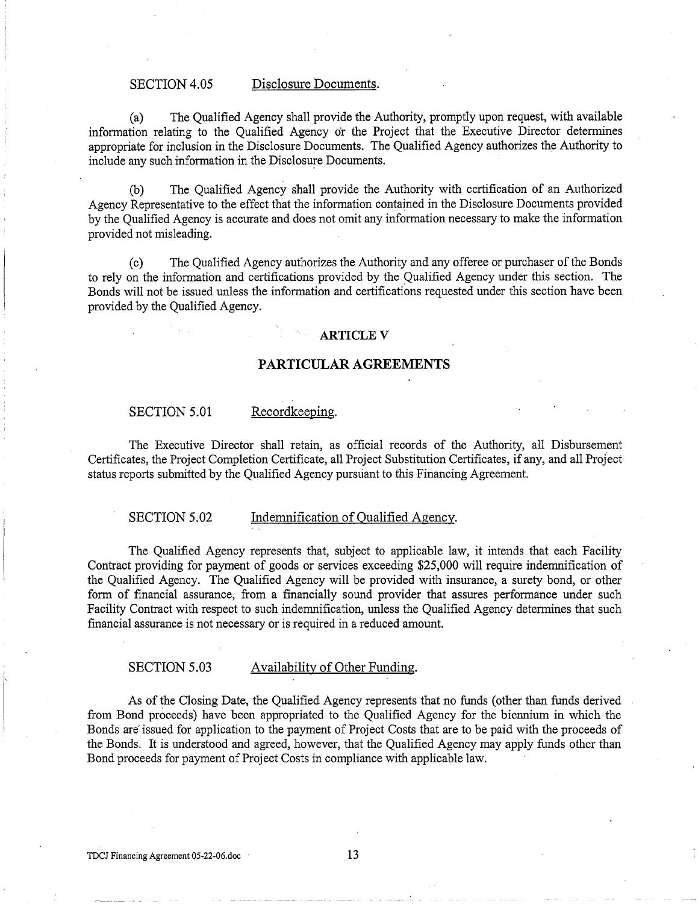SECTION 4.05 Disclosure Documents.

(a) The Qualified Agency shall provide the Authority, promptly upon request, with available information relating to the Qualified Agency or the Project that the Executive Director determines appropriate for inclusion in the Disclosure Documents. The Qualified Agency authorizes the Authority to include any such information in the Disclosure Documents.

(b) The Qualified Agency shall provide the Authority with certification of an Authorized Agency Representative to the effect that the information contained in the Disclosure Documents provided by the Qualified Agency is accurate and does not omit any information necessary to make the information provided not misleading.

(c) The Qualified Agency authorizes the Authority and any offeree or purchaser of the Bonds to rely on the information and certifications provided by the Qualified Agency under this section. The Bonds will not be issued unless the information and certifications requested under this section have been provided by the Qualified Agency.

## ARTICLE V

## PARTICULAR AGREEMENTS

SECTION 5.01 Recordkeeping.

The Executive Director shall retain, as official records of the Authority, all Disbursement Certificates, the Project Completion Certificate, all Project Substitution Certificates, if any, and all Project status reports submitted by the Qualified Agency pursuant to this Financing Agreement.

SECTION 5.02 Indemnification of Qualified Agency.

The Qualified Agency represents that, subject to applicable law, it intends that each Facility Contract providing for payment of goods or services exceeding $25,000 will require indemnification of the Qualified Agency. The Qualified Agency will be provided with insurance, a surety bond, or other form of financial assurance, from a financially sound provider that assures performance under such Facility Contract with respect to such indemnification, unless the Qualified Agency determines that such financial assurance is not necessary or is required in a reduced amount.

SECTION 5.03 Availability of Other Funding.

As of the Closing Date, the Qualified Agency represents that no funds (other than funds derived from Bond proceeds) have been appropriated to the Qualified Agency for the biennium in which the Bonds are issued for application to the payment of Project Costs that are to be paid with the proceeds of the Bonds. It is understood and agreed, however, that the Qualified Agency may apply funds other than Bond proceeds for payment of Project Costs in compliance with applicable law.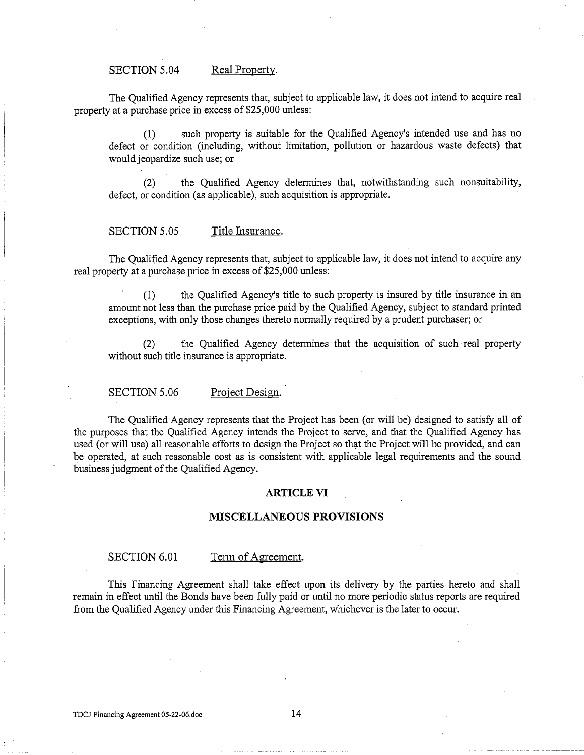SECTION 5.04 Real Property.

The Qualified Agency represents that, subject to applicable law, it does not intend to acquire real property at a purchase price in excess of $25,000 unless:

(1) such property is suitable for the Qualified Agency's intended use and has no defect or condition (including, without limitation, pollution or hazardous waste defects) that would jeopardize such use; or

(2) the Qualified Agency determines that, notwithstanding such nonsuitability, defect, or condition (as applicable), such acquisition is appropriate.

SECTION 5.05 Title Insurance.

The Qualified Agency represents that, subject to applicable law, it does not intend to acquire any real property at a purchase price in excess of $25,000 unless:

(1) the Qualified Agency's title to such property is insured by title insurance in an amount not less than the purchase price paid by the Qualified Agency, subject to standard printed exceptions, with only those changes thereto normally required by a prudent purchaser; or

(2) the Qualified Agency determines that the acquisition of such real property without such title insurance is appropriate.

SECTION 5.06 Project Design.

The Qualified Agency represents that the Project has been (or will be) designed to satisfy all of the purposes that the Qualified Agency intends the Project to serve, and that the Qualified Agency has used (or will use) all reasonable efforts to design the Project so that the Project will be provided, and can be operated, at such reasonable cost as is consistent with applicable legal requirements and the sound business judgment of the Qualified Agency.

## ARTICLE VI

## MISCELLANEOUS PROVISIONS

SECTION 6.01 Term of Agreement.

This Financing Agreement shall take effect upon its delivery by the parties hereto and shall remain in effect until the Bonds have been fully paid or until no more periodic status reports are required from the Qualified Agency under this Financing Agreement, whichever is the later to occur.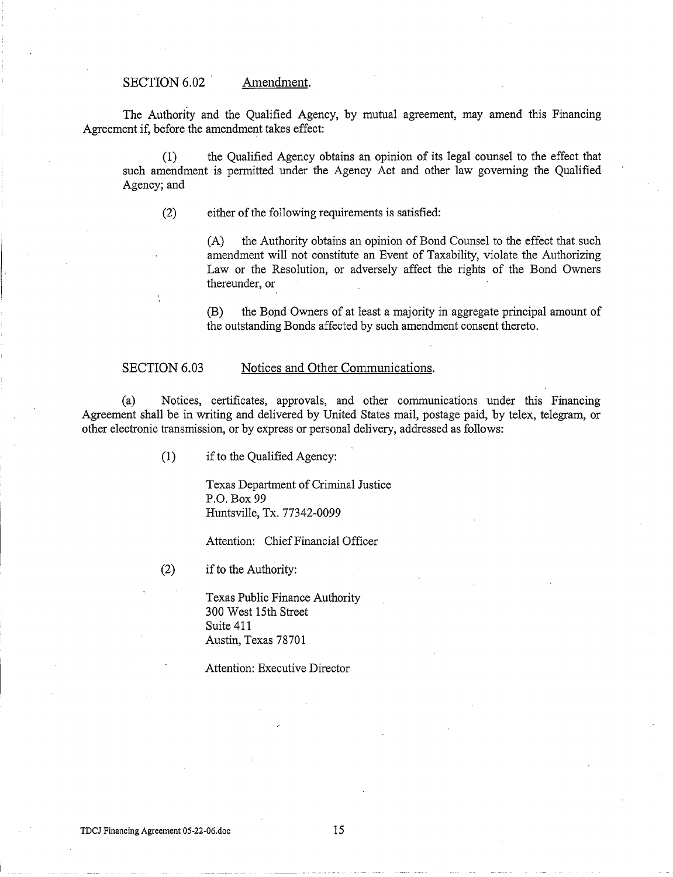### SECTION 6.02 Amendment.

The Authority and the Qualified Agency, by mutual agreement, may amend this Financing Agreement if, before the amendment takes effect:

(1) the Qualified Agency obtains an opinion of its legal counsel to the effect that such amendment is permitted under the Agency Act and other law governing the Qualified Agency; and

(2) either of the following requirements is satisfied:

(A) the Authority obtains an opinion of Bond Counsel to the effect that such amendment will not constitute an Event of Taxability, violate the Authorizing Law or the Resolution, or adversely affect the rights of the Bond Owners thereunder, or

(B) the Bond Owners of at least a majority in aggregate principal amount of the outstanding Bonds affected by such amendment consent thereto.

### SECTION 6.03 Notices and Other Communications.

(a) Notices, certificates, approvals, and other communications under this Financing Agreement shall be in writing and delivered by United States mail, postage paid, by telex, telegram, or other electronic transmission, or by express or personal delivery, addressed as follows:

(1) if to the Qualified Agency:

Texas Department of Criminal Justice
P.O. Box 99
Huntsville, Tx. 77342-0099

Attention: Chief Financial Officer

(2) if to the Authority:

Texas Public Finance Authority
300 West 15th Street
Suite 411
Austin, Texas 78701

Attention: Executive Director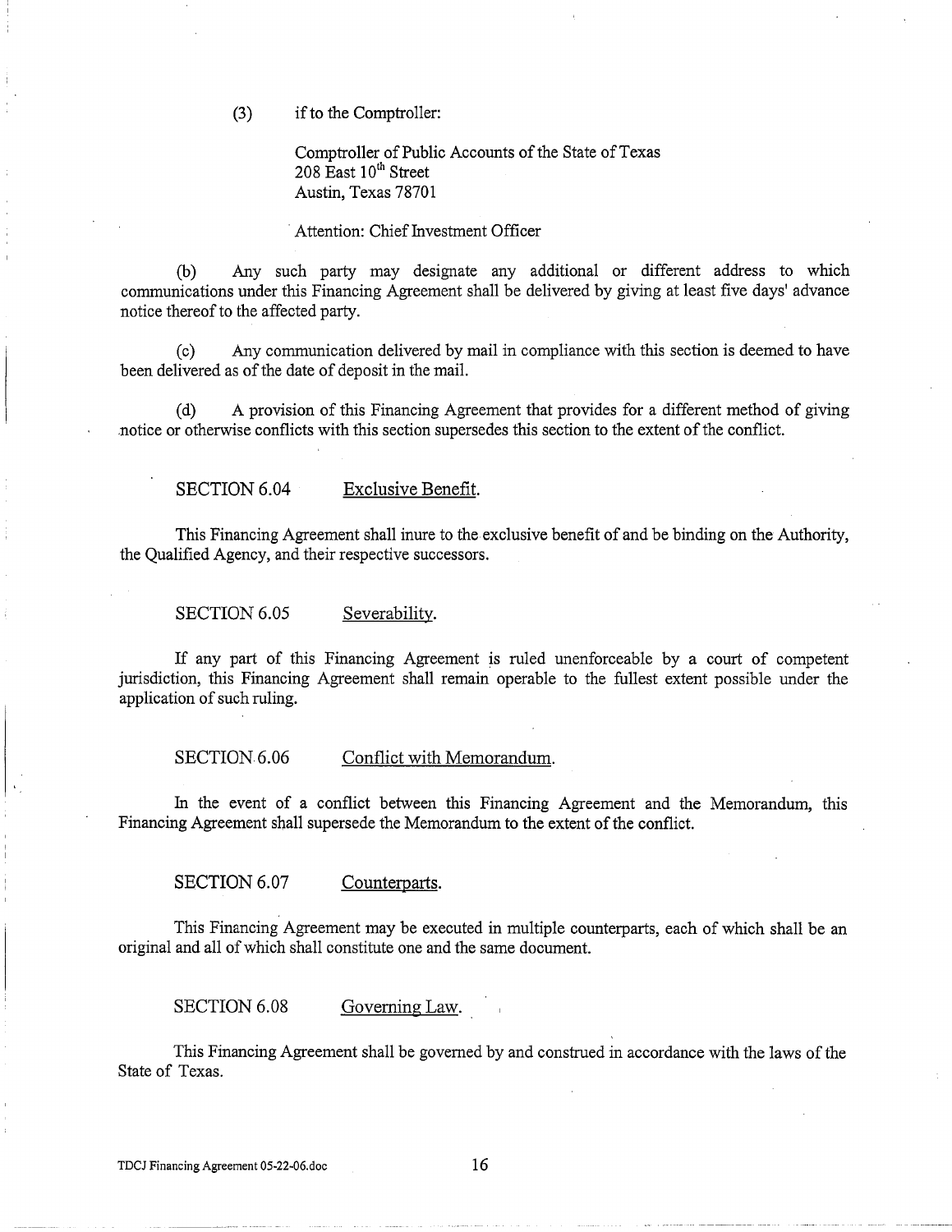(3) if to the Comptroller:

Comptroller of Public Accounts of the State of Texas
208 East 10th Street
Austin, Texas 78701

Attention: Chief Investment Officer

(b) Any such party may designate any additional or different address to which communications under this Financing Agreement shall be delivered by giving at least five days' advance notice thereof to the affected party.

(c) Any communication delivered by mail in compliance with this section is deemed to have been delivered as of the date of deposit in the mail.

(d) A provision of this Financing Agreement that provides for a different method of giving notice or otherwise conflicts with this section supersedes this section to the extent of the conflict.

SECTION 6.04 Exclusive Benefit.

This Financing Agreement shall inure to the exclusive benefit of and be binding on the Authority, the Qualified Agency, and their respective successors.

SECTION 6.05 Severability.

If any part of this Financing Agreement is ruled unenforceable by a court of competent jurisdiction, this Financing Agreement shall remain operable to the fullest extent possible under the application of such ruling.

SECTION 6.06 Conflict with Memorandum.

In the event of a conflict between this Financing Agreement and the Memorandum, this Financing Agreement shall supersede the Memorandum to the extent of the conflict.

SECTION 6.07 Counterparts.

This Financing Agreement may be executed in multiple counterparts, each of which shall be an original and all of which shall constitute one and the same document.

SECTION 6.08 Governing Law.

This Financing Agreement shall be governed by and construed in accordance with the laws of the State of Texas.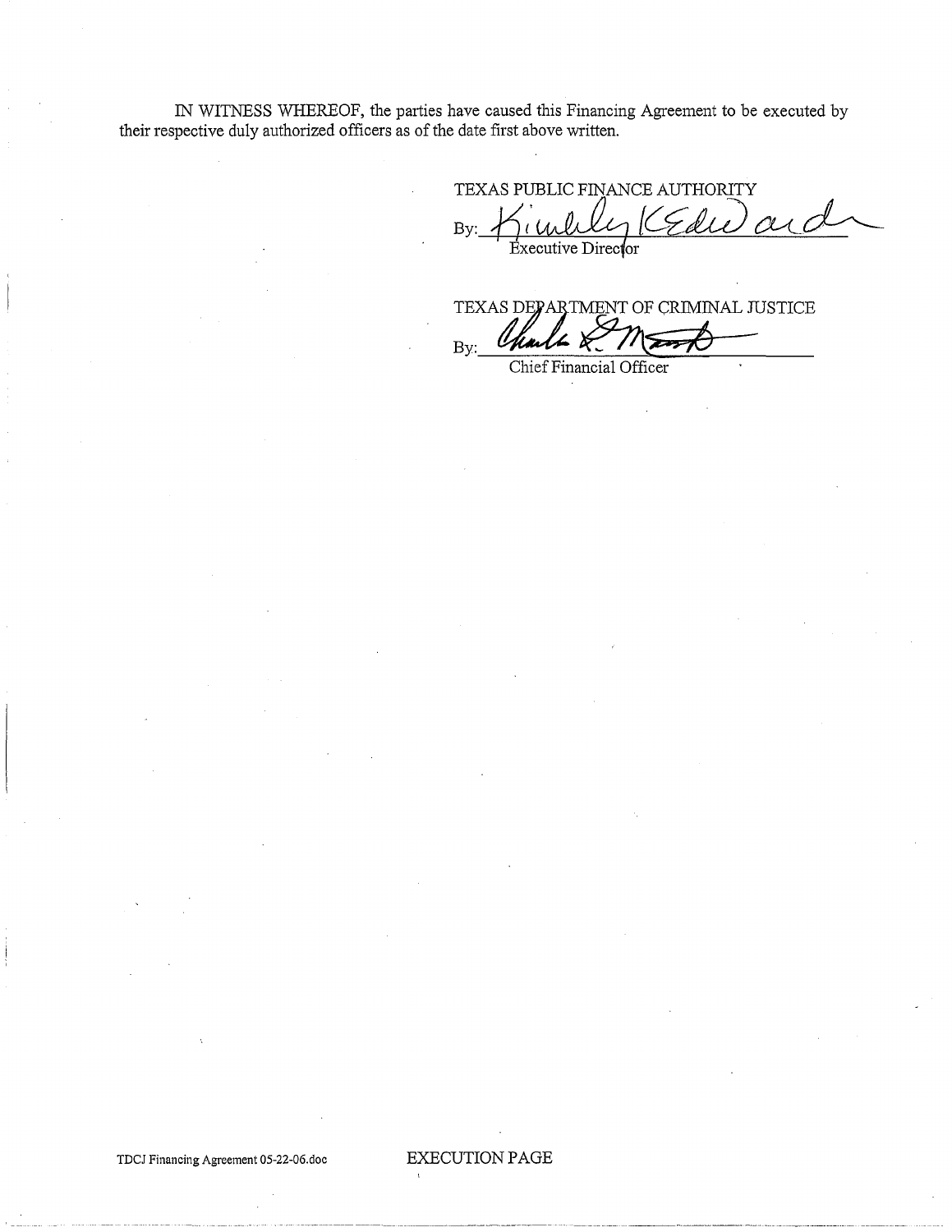IN WITNESS WHEREOF, the parties have caused this Financing Agreement to be executed by their respective duly authorized officers as of the date first above written.

TEXAS PUBLIC FINANCE AUTHORITY

By: Kimberly K. Edwards
Executive Director

TEXAS DEPARTMENT OF CRIMINAL JUSTICE

By: ______________________
Chief Financial Officer

TDCJ Financing Agreement 05-22-06.doc

EXECUTION PAGE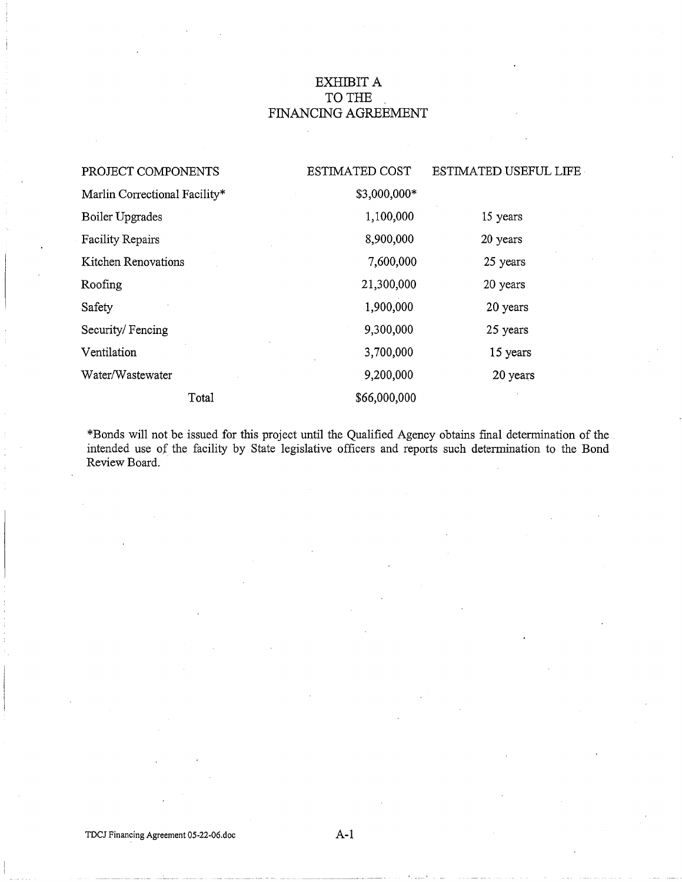# EXHIBIT A
# TO THE
# FINANCING AGREEMENT

| PROJECT COMPONENTS | ESTIMATED COST | ESTIMATED USEFUL LIFE |
|---|---|---|
| Marlin Correctional Facility* | $3,000,000* | |
| Boiler Upgrades | 1,100,000 | 15 years |
| Facility Repairs | 8,900,000 | 20 years |
| Kitchen Renovations | 7,600,000 | 25 years |
| Roofing | 21,300,000 | 20 years |
| Safety | 1,900,000 | 20 years |
| Security/ Fencing | 9,300,000 | 25 years |
| Ventilation | 3,700,000 | 15 years |
| Water/Wastewater | 9,200,000 | 20 years |
| Total | $66,000,000 | |

*Bonds will not be issued for this project until the Qualified Agency obtains final determination of the intended use of the facility by State legislative officers and reports such determination to the Bond Review Board.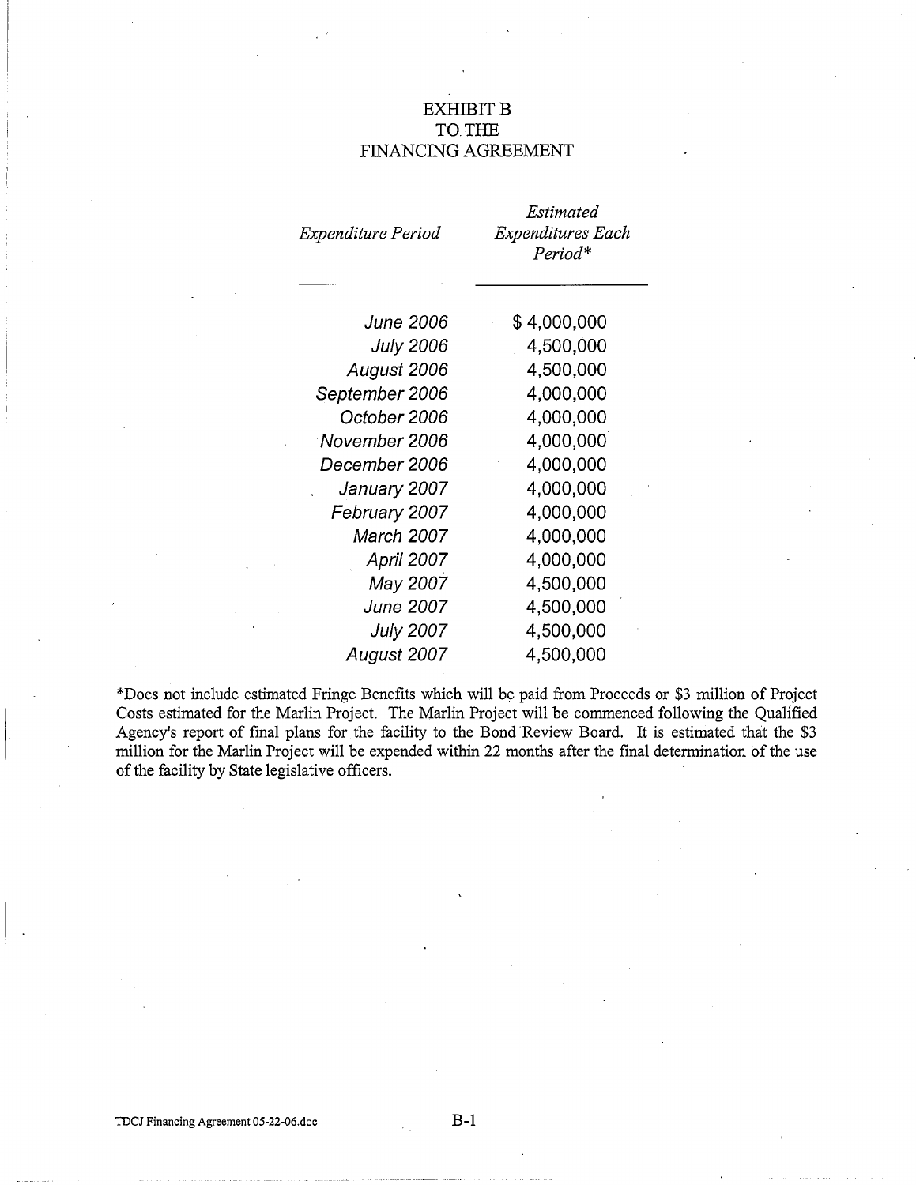# EXHIBIT B
# TO THE
# FINANCING AGREEMENT

| *Expenditure Period* | *Estimated Expenditures Each Period\** |
|---|---|
| *June 2006* | $ 4,000,000 |
| *July 2006* | 4,500,000 |
| *August 2006* | 4,500,000 |
| *September 2006* | 4,000,000 |
| *October 2006* | 4,000,000 |
| *November 2006* | 4,000,000 |
| *December 2006* | 4,000,000 |
| *January 2007* | 4,000,000 |
| *February 2007* | 4,000,000 |
| *March 2007* | 4,000,000 |
| *April 2007* | 4,000,000 |
| *May 2007* | 4,500,000 |
| *June 2007* | 4,500,000 |
| *July 2007* | 4,500,000 |
| *August 2007* | 4,500,000 |

*Does not include estimated Fringe Benefits which will be paid from Proceeds or $3 million of Project Costs estimated for the Marlin Project. The Marlin Project will be commenced following the Qualified Agency's report of final plans for the facility to the Bond Review Board. It is estimated that the $3 million for the Marlin Project will be expended within 22 months after the final determination of the use of the facility by State legislative officers.

TDCJ Financing Agreement 05-22-06.doc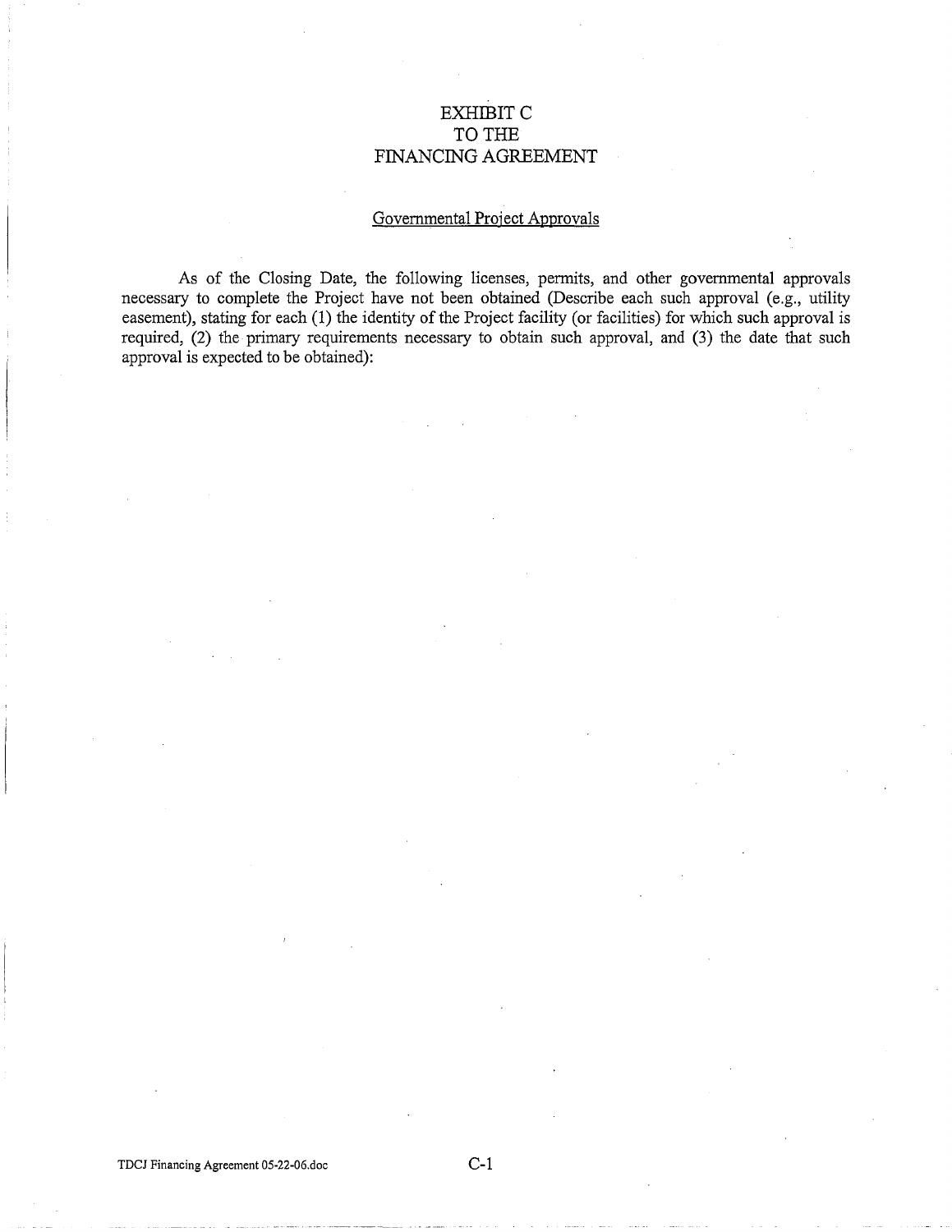# EXHIBIT C
# TO THE
# FINANCING AGREEMENT

## Governmental Project Approvals

As of the Closing Date, the following licenses, permits, and other governmental approvals necessary to complete the Project have not been obtained (Describe each such approval (e.g., utility easement), stating for each (1) the identity of the Project facility (or facilities) for which such approval is required, (2) the primary requirements necessary to obtain such approval, and (3) the date that such approval is expected to be obtained):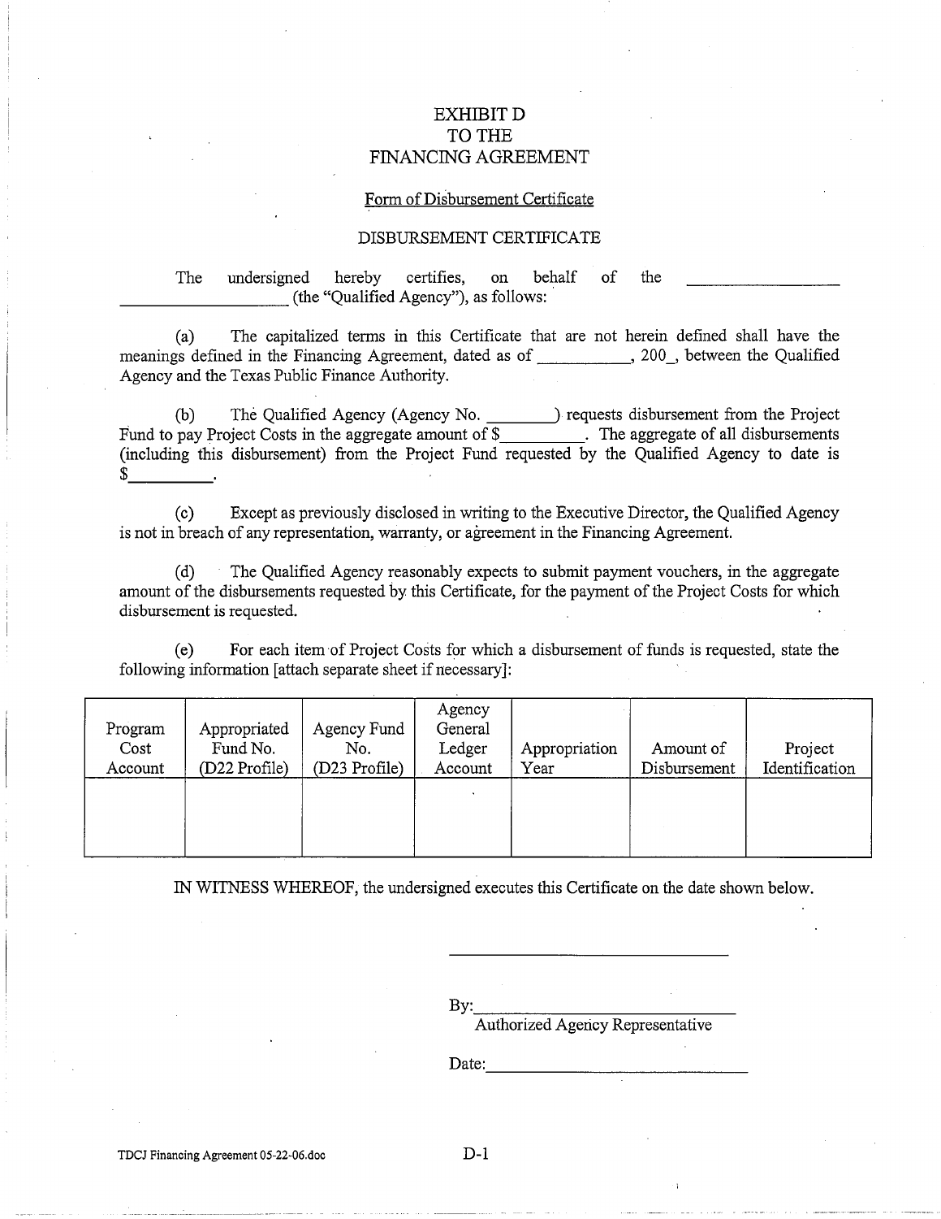# EXHIBIT D
# TO THE
# FINANCING AGREEMENT

Form of Disbursement Certificate

DISBURSEMENT CERTIFICATE

The undersigned hereby certifies, on behalf of the ____________________ ____________________ (the "Qualified Agency"), as follows:

(a) The capitalized terms in this Certificate that are not herein defined shall have the meanings defined in the Financing Agreement, dated as of ___________, 200_, between the Qualified Agency and the Texas Public Finance Authority.

(b) The Qualified Agency (Agency No. ________) requests disbursement from the Project Fund to pay Project Costs in the aggregate amount of $__________. The aggregate of all disbursements (including this disbursement) from the Project Fund requested by the Qualified Agency to date is $__________.

(c) Except as previously disclosed in writing to the Executive Director, the Qualified Agency is not in breach of any representation, warranty, or agreement in the Financing Agreement.

(d) The Qualified Agency reasonably expects to submit payment vouchers, in the aggregate amount of the disbursements requested by this Certificate, for the payment of the Project Costs for which disbursement is requested.

(e) For each item of Project Costs for which a disbursement of funds is requested, state the following information [attach separate sheet if necessary]:

| Program Cost Account | Appropriated Fund No. (D22 Profile) | Agency Fund No. (D23 Profile) | Agency General Ledger Account | Appropriation Year | Amount of Disbursement | Project Identification |
|---|---|---|---|---|---|---|
| | | | | | | |

IN WITNESS WHEREOF, the undersigned executes this Certificate on the date shown below.

______________________________

By: ______________________________
Authorized Agency Representative

Date: ______________________________

TDCJ Financing Agreement 05-22-06.doc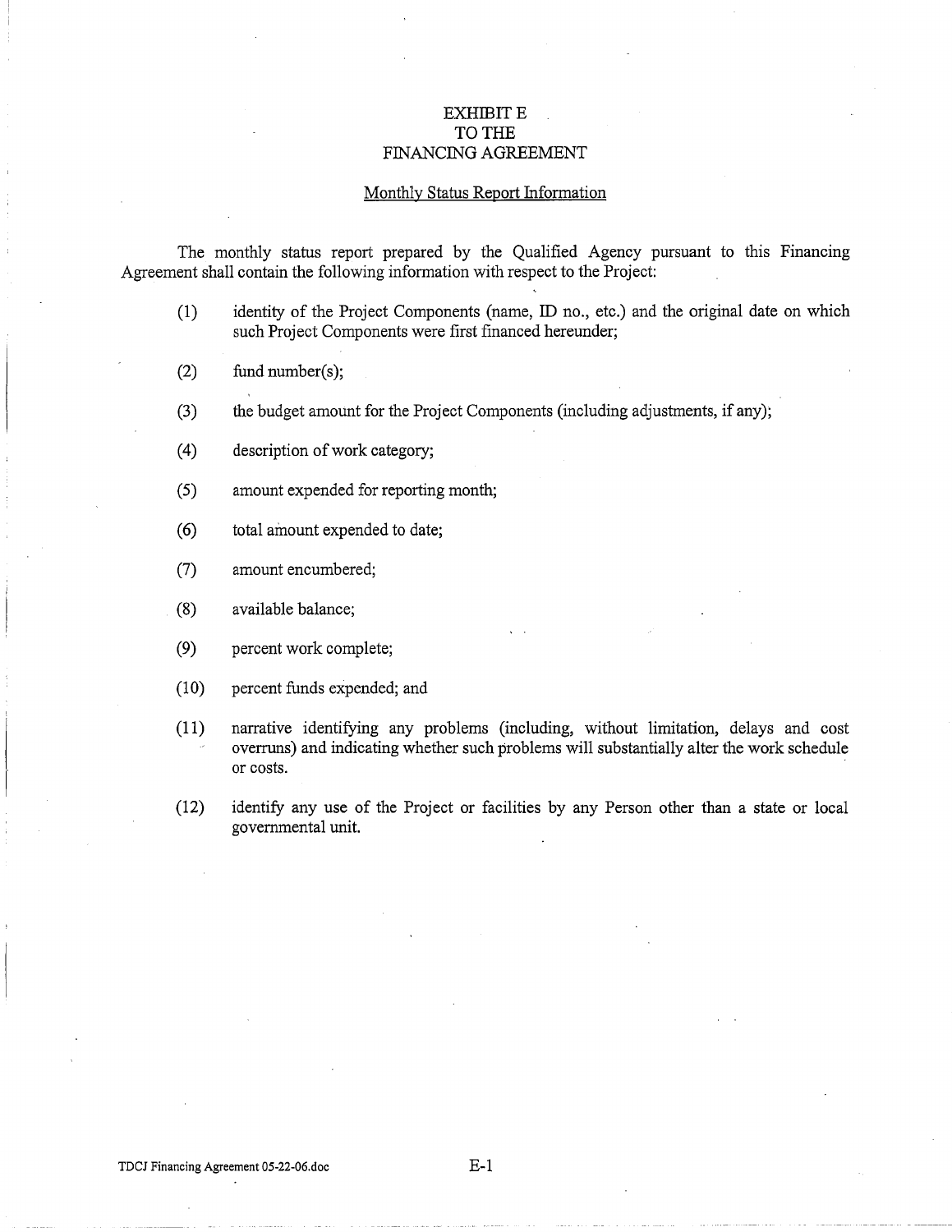# EXHIBIT E
# TO THE
# FINANCING AGREEMENT

## Monthly Status Report Information

The monthly status report prepared by the Qualified Agency pursuant to this Financing Agreement shall contain the following information with respect to the Project:

(1) identity of the Project Components (name, ID no., etc.) and the original date on which such Project Components were first financed hereunder;

(2) fund number(s);

(3) the budget amount for the Project Components (including adjustments, if any);

(4) description of work category;

(5) amount expended for reporting month;

(6) total amount expended to date;

(7) amount encumbered;

(8) available balance;

(9) percent work complete;

(10) percent funds expended; and

(11) narrative identifying any problems (including, without limitation, delays and cost overruns) and indicating whether such problems will substantially alter the work schedule or costs.

(12) identify any use of the Project or facilities by any Person other than a state or local governmental unit.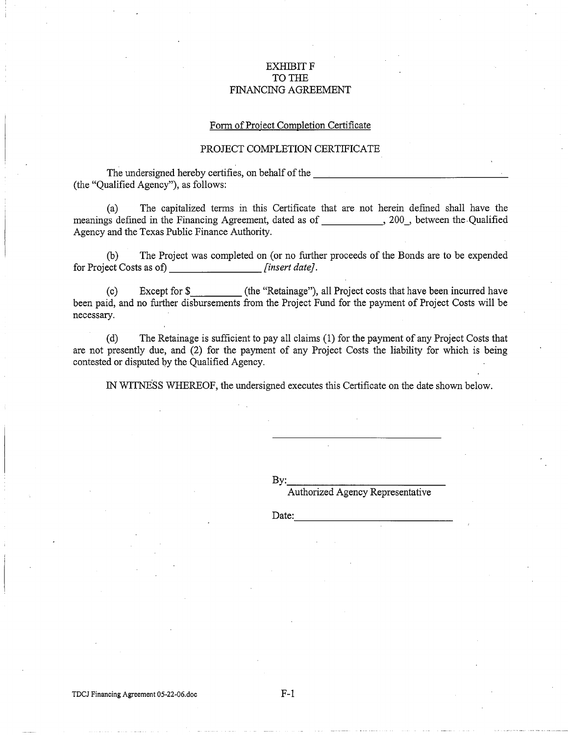# EXHIBIT F
# TO THE
# FINANCING AGREEMENT

## Form of Project Completion Certificate

## PROJECT COMPLETION CERTIFICATE

The undersigned hereby certifies, on behalf of the ______________________________________ (the "Qualified Agency"), as follows:

(a) The capitalized terms in this Certificate that are not herein defined shall have the meanings defined in the Financing Agreement, dated as of ___________, 200_, between the Qualified Agency and the Texas Public Finance Authority.

(b) The Project was completed on (or no further proceeds of the Bonds are to be expended for Project Costs as of) _________________ *[insert date]*.

(c) Except for $_________ (the "Retainage"), all Project costs that have been incurred have been paid, and no further disbursements from the Project Fund for the payment of Project Costs will be necessary.

(d) The Retainage is sufficient to pay all claims (1) for the payment of any Project Costs that are not presently due, and (2) for the payment of any Project Costs the liability for which is being contested or disputed by the Qualified Agency.

IN WITNESS WHEREOF, the undersigned executes this Certificate on the date shown below.

_________________________________

By:______________________________
Authorized Agency Representative

Date:_____________________________

TDCJ Financing Agreement 05-22-06.doc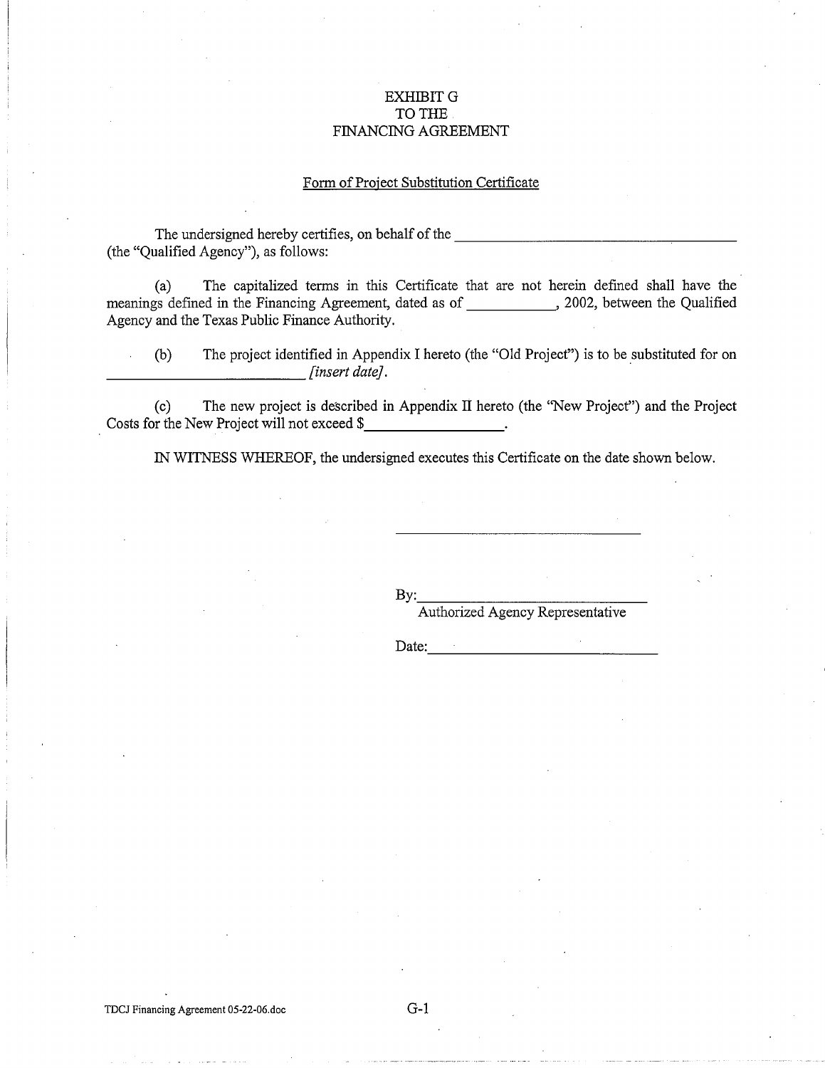EXHIBIT G
TO THE
FINANCING AGREEMENT

Form of Project Substitution Certificate

The undersigned hereby certifies, on behalf of the ______________________________________ (the "Qualified Agency"), as follows:

(a) The capitalized terms in this Certificate that are not herein defined shall have the meanings defined in the Financing Agreement, dated as of ____________, 2002, between the Qualified Agency and the Texas Public Finance Authority.

(b) The project identified in Appendix I hereto (the "Old Project") is to be substituted for on __________________________ *[insert date]*.

(c) The new project is described in Appendix II hereto (the "New Project") and the Project Costs for the New Project will not exceed $__________________.

IN WITNESS WHEREOF, the undersigned executes this Certificate on the date shown below.

____________________________________

By:________________________________
Authorized Agency Representative

Date:______________________________